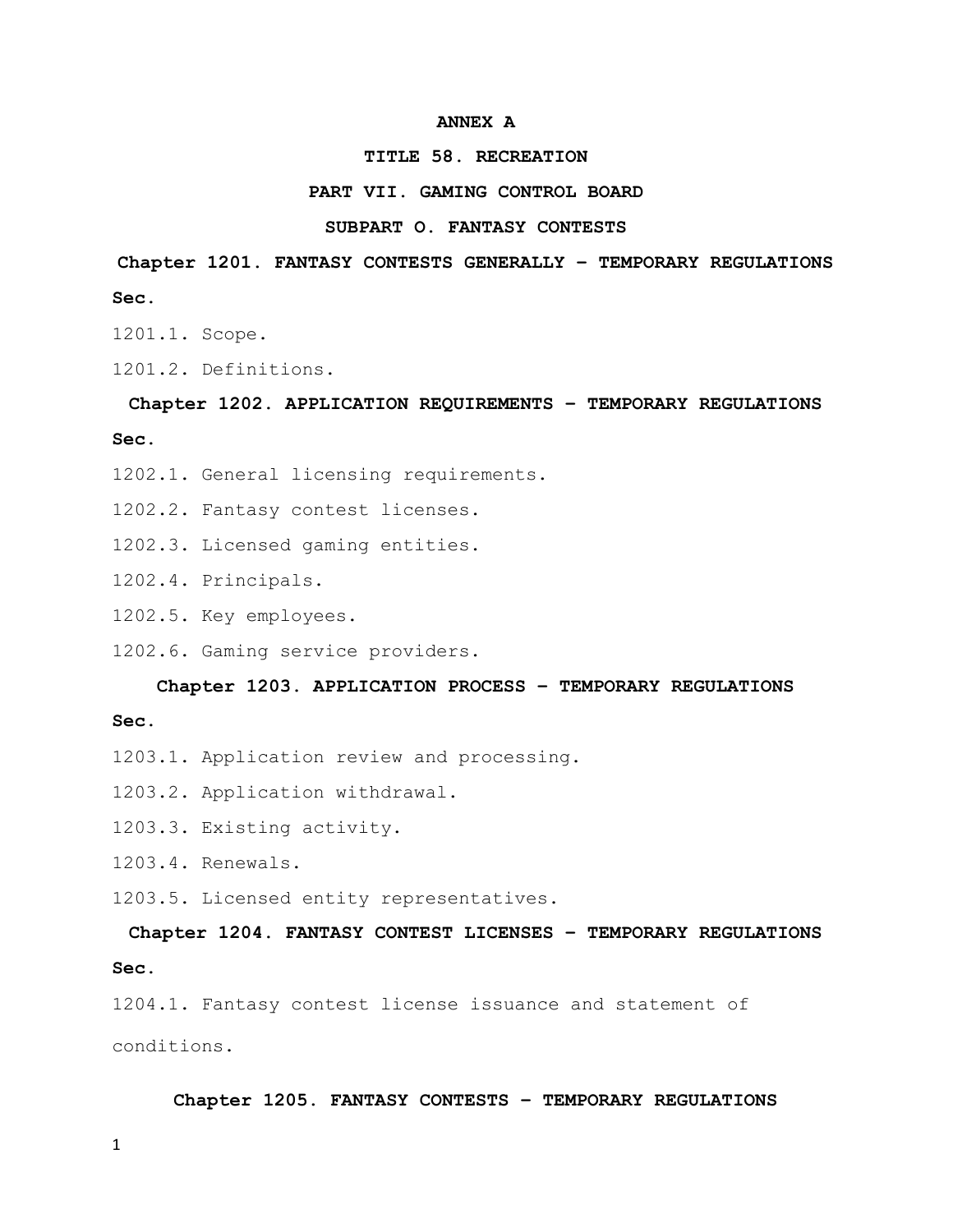**ANNEX A**

**TITLE 58. RECREATION**

**PART VII. GAMING CONTROL BOARD**

**SUBPART O. FANTASY CONTESTS**

**Chapter 1201. FANTASY CONTESTS GENERALLY – TEMPORARY REGULATIONS**

**Sec.**

1201.1. Scope.

1201.2. Definitions.

**Chapter 1202. APPLICATION REQUIREMENTS – TEMPORARY REGULATIONS**

**Sec.**

1202.1. General licensing requirements.

1202.2. Fantasy contest licenses.

1202.3. Licensed gaming entities.

1202.4. Principals.

1202.5. Key employees.

1202.6. Gaming service providers.

**Chapter 1203. APPLICATION PROCESS – TEMPORARY REGULATIONS**

**Sec.**

1203.1. Application review and processing.

1203.2. Application withdrawal.

1203.3. Existing activity.

1203.4. Renewals.

1203.5. Licensed entity representatives.

**Chapter 1204. FANTASY CONTEST LICENSES – TEMPORARY REGULATIONS**

**Sec.**

1204.1. Fantasy contest license issuance and statement of conditions.

**Chapter 1205. FANTASY CONTESTS – TEMPORARY REGULATIONS**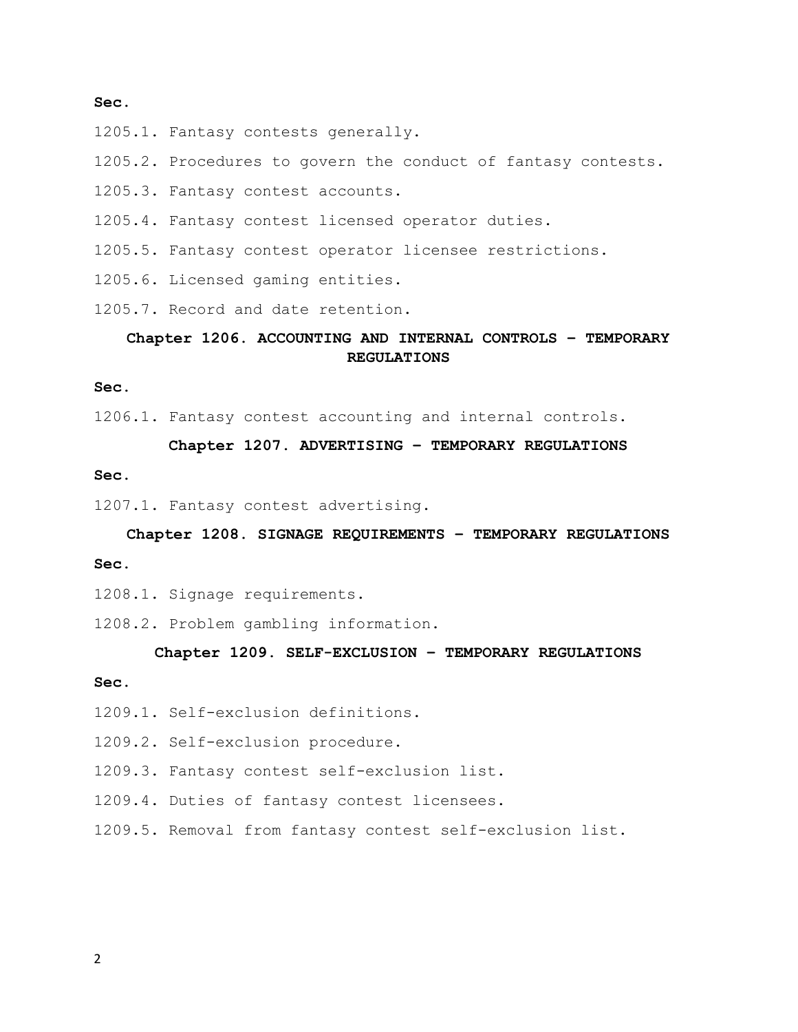**Sec.**

1205.1. Fantasy contests generally.

1205.2. Procedures to govern the conduct of fantasy contests.

1205.3. Fantasy contest accounts.

1205.4. Fantasy contest licensed operator duties.

1205.5. Fantasy contest operator licensee restrictions.

1205.6. Licensed gaming entities.

1205.7. Record and date retention.

## Chapter 1206. ACCOUNTING AND INTERNAL CONTROLS – TEMPORARY REGULATIONS

**Sec.**

1206.1. Fantasy contest accounting and internal controls.

## Chapter 1207. ADVERTISING – TEMPORARY REGULATIONS

**Sec.**

1207.1. Fantasy contest advertising.

## Chapter 1208. SIGNAGE REQUIREMENTS – TEMPORARY REGULATIONS

**Sec.**

1208.1. Signage requirements.

1208.2. Problem gambling information.

## Chapter 1209. SELF-EXCLUSION – TEMPORARY REGULATIONS

**Sec.**

1209.1. Self-exclusion definitions.

1209.2. Self-exclusion procedure.

1209.3. Fantasy contest self-exclusion list.

1209.4. Duties of fantasy contest licensees.

1209.5. Removal from fantasy contest self-exclusion list.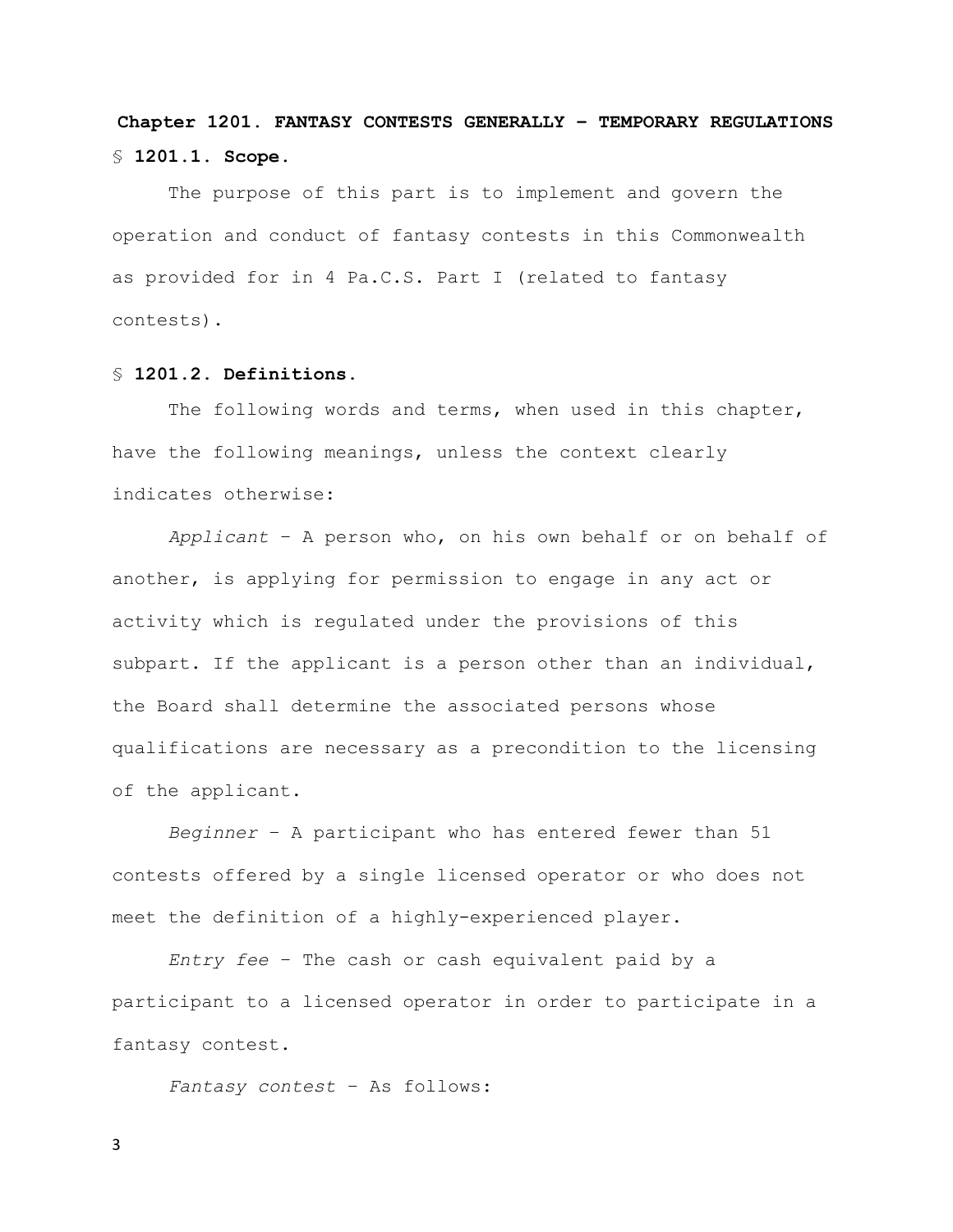## Chapter 1201. FANTASY CONTESTS GENERALLY – TEMPORARY REGULATIONS

### § 1201.1. Scope.

The purpose of this part is to implement and govern the operation and conduct of fantasy contests in this Commonwealth as provided for in 4 Pa.C.S. Part I (related to fantasy contests).

### § 1201.2. Definitions.

The following words and terms, when used in this chapter, have the following meanings, unless the context clearly indicates otherwise:

*Applicant* – A person who, on his own behalf or on behalf of another, is applying for permission to engage in any act or activity which is regulated under the provisions of this subpart. If the applicant is a person other than an individual, the Board shall determine the associated persons whose qualifications are necessary as a precondition to the licensing of the applicant.

*Beginner* – A participant who has entered fewer than 51 contests offered by a single licensed operator or who does not meet the definition of a highly-experienced player.

*Entry fee* – The cash or cash equivalent paid by a participant to a licensed operator in order to participate in a fantasy contest.

*Fantasy contest* – As follows: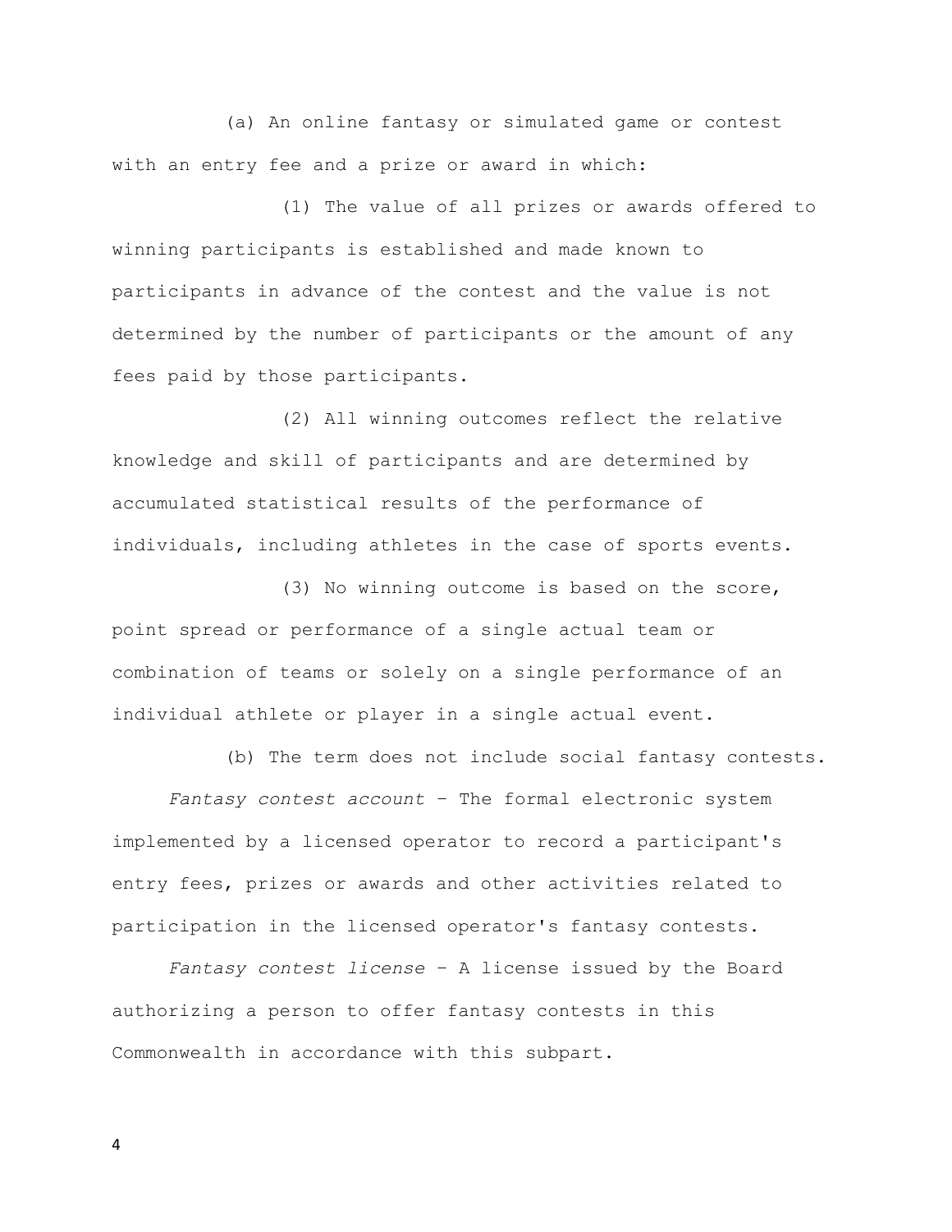(a) An online fantasy or simulated game or contest with an entry fee and a prize or award in which:

(1) The value of all prizes or awards offered to winning participants is established and made known to participants in advance of the contest and the value is not determined by the number of participants or the amount of any fees paid by those participants.

(2) All winning outcomes reflect the relative knowledge and skill of participants and are determined by accumulated statistical results of the performance of individuals, including athletes in the case of sports events.

(3) No winning outcome is based on the score, point spread or performance of a single actual team or combination of teams or solely on a single performance of an individual athlete or player in a single actual event.

(b) The term does not include social fantasy contests.

*Fantasy contest account* – The formal electronic system implemented by a licensed operator to record a participant's entry fees, prizes or awards and other activities related to participation in the licensed operator's fantasy contests.

*Fantasy contest license* – A license issued by the Board authorizing a person to offer fantasy contests in this Commonwealth in accordance with this subpart.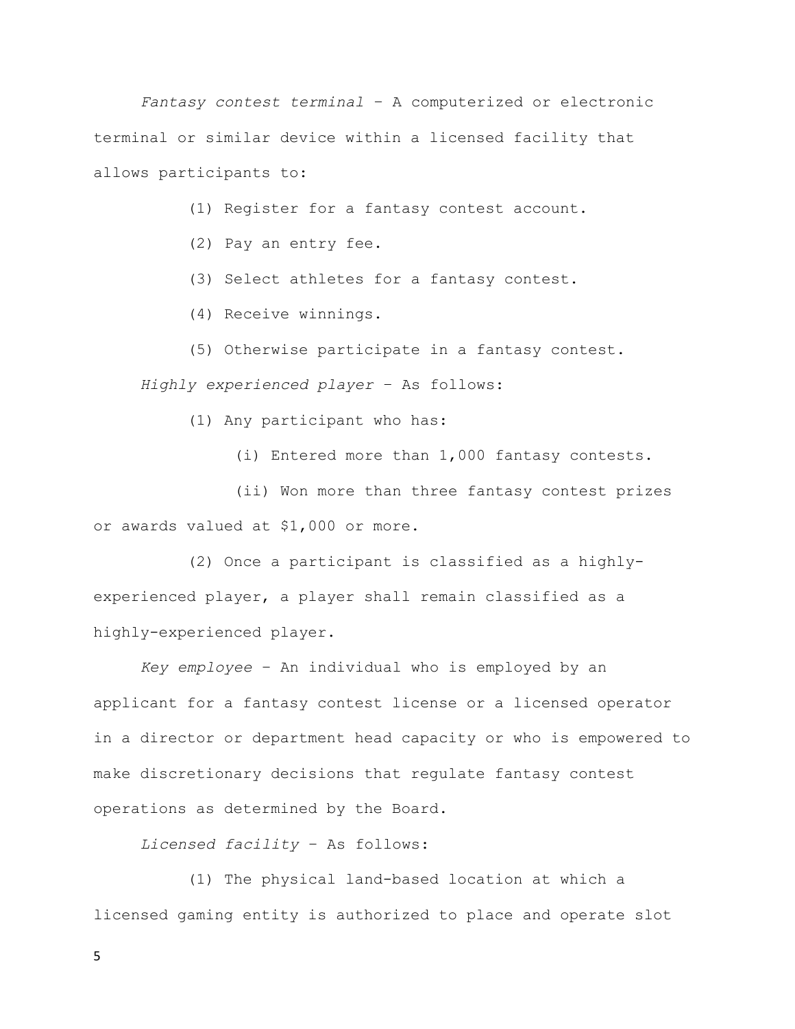*Fantasy contest terminal* – A computerized or electronic terminal or similar device within a licensed facility that allows participants to:

(1) Register for a fantasy contest account.

(2) Pay an entry fee.

(3) Select athletes for a fantasy contest.

(4) Receive winnings.

(5) Otherwise participate in a fantasy contest.

*Highly experienced player* – As follows:

(1) Any participant who has:

(i) Entered more than 1,000 fantasy contests.

(ii) Won more than three fantasy contest prizes or awards valued at $1,000 or more.

(2) Once a participant is classified as a highly-experienced player, a player shall remain classified as a highly-experienced player.

*Key employee* – An individual who is employed by an applicant for a fantasy contest license or a licensed operator in a director or department head capacity or who is empowered to make discretionary decisions that regulate fantasy contest operations as determined by the Board.

*Licensed facility* – As follows:

(1) The physical land-based location at which a licensed gaming entity is authorized to place and operate slot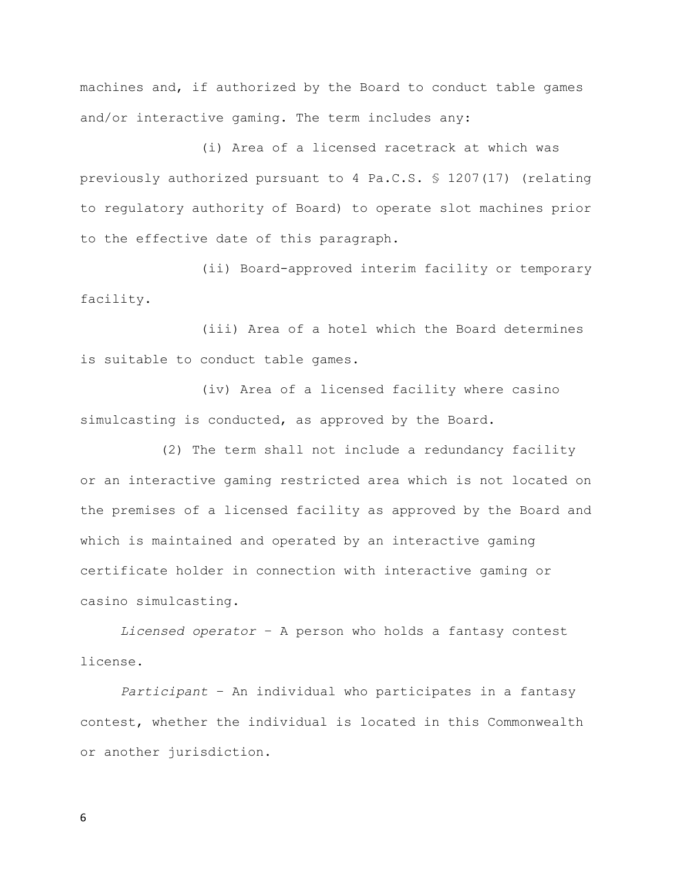machines and, if authorized by the Board to conduct table games and/or interactive gaming. The term includes any:

(i) Area of a licensed racetrack at which was previously authorized pursuant to 4 Pa.C.S. § 1207(17) (relating to regulatory authority of Board) to operate slot machines prior to the effective date of this paragraph.

(ii) Board-approved interim facility or temporary facility.

(iii) Area of a hotel which the Board determines is suitable to conduct table games.

(iv) Area of a licensed facility where casino simulcasting is conducted, as approved by the Board.

(2) The term shall not include a redundancy facility or an interactive gaming restricted area which is not located on the premises of a licensed facility as approved by the Board and which is maintained and operated by an interactive gaming certificate holder in connection with interactive gaming or casino simulcasting.

*Licensed operator* – A person who holds a fantasy contest license.

*Participant* – An individual who participates in a fantasy contest, whether the individual is located in this Commonwealth or another jurisdiction.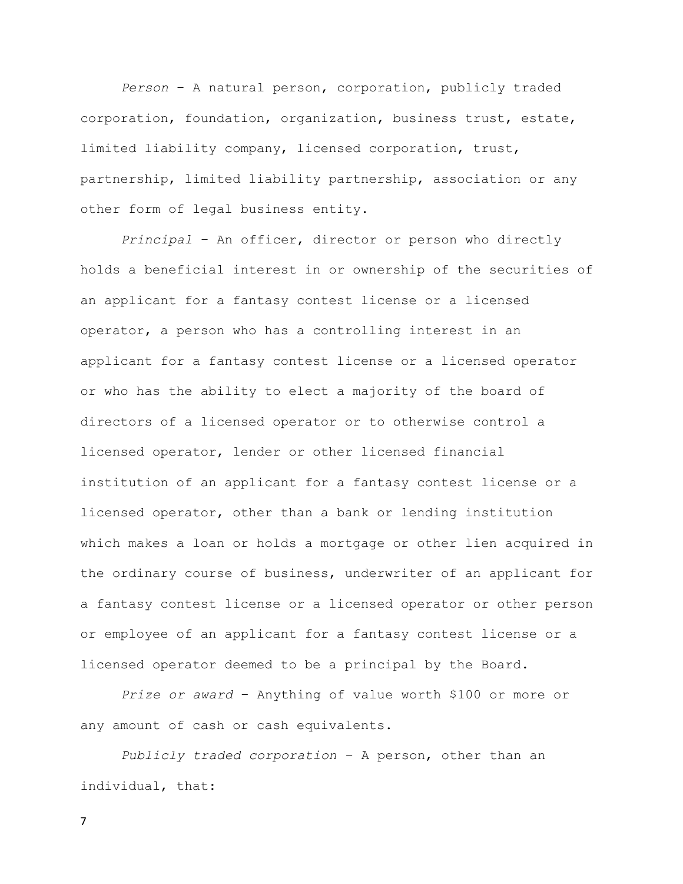*Person* – A natural person, corporation, publicly traded corporation, foundation, organization, business trust, estate, limited liability company, licensed corporation, trust, partnership, limited liability partnership, association or any other form of legal business entity.

*Principal* – An officer, director or person who directly holds a beneficial interest in or ownership of the securities of an applicant for a fantasy contest license or a licensed operator, a person who has a controlling interest in an applicant for a fantasy contest license or a licensed operator or who has the ability to elect a majority of the board of directors of a licensed operator or to otherwise control a licensed operator, lender or other licensed financial institution of an applicant for a fantasy contest license or a licensed operator, other than a bank or lending institution which makes a loan or holds a mortgage or other lien acquired in the ordinary course of business, underwriter of an applicant for a fantasy contest license or a licensed operator or other person or employee of an applicant for a fantasy contest license or a licensed operator deemed to be a principal by the Board.

*Prize or award* – Anything of value worth $100 or more or any amount of cash or cash equivalents.

*Publicly traded corporation* – A person, other than an individual, that: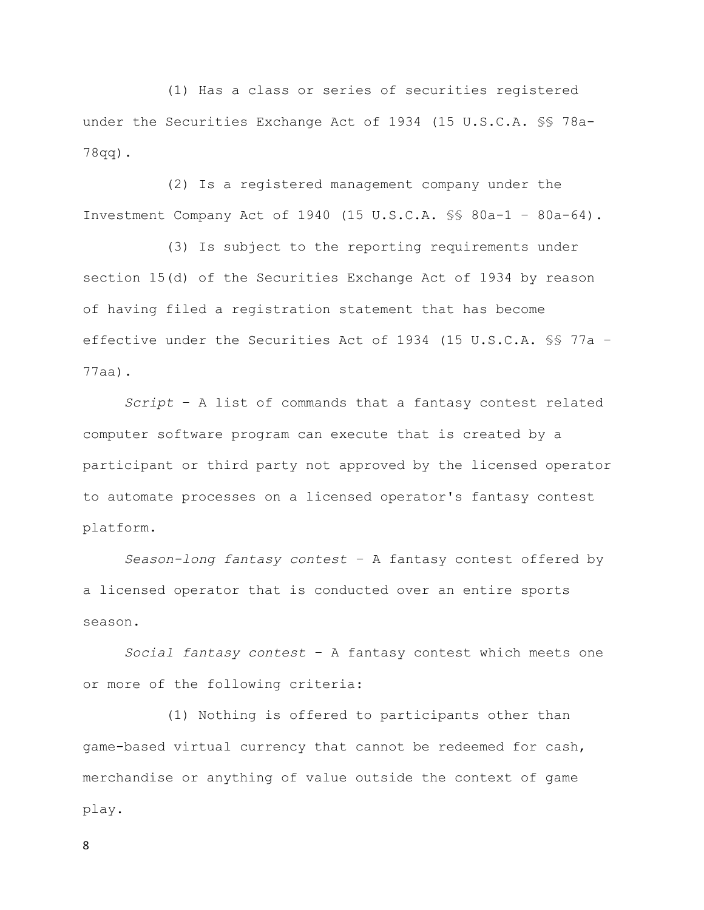(1) Has a class or series of securities registered under the Securities Exchange Act of 1934 (15 U.S.C.A. §§ 78a-78qq).

(2) Is a registered management company under the Investment Company Act of 1940 (15 U.S.C.A. §§ 80a-1 – 80a-64).

(3) Is subject to the reporting requirements under section 15(d) of the Securities Exchange Act of 1934 by reason of having filed a registration statement that has become effective under the Securities Act of 1934 (15 U.S.C.A. §§ 77a – 77aa).

*Script* – A list of commands that a fantasy contest related computer software program can execute that is created by a participant or third party not approved by the licensed operator to automate processes on a licensed operator's fantasy contest platform.

*Season-long fantasy contest* – A fantasy contest offered by a licensed operator that is conducted over an entire sports season.

*Social fantasy contest* – A fantasy contest which meets one or more of the following criteria:

(1) Nothing is offered to participants other than game-based virtual currency that cannot be redeemed for cash, merchandise or anything of value outside the context of game play.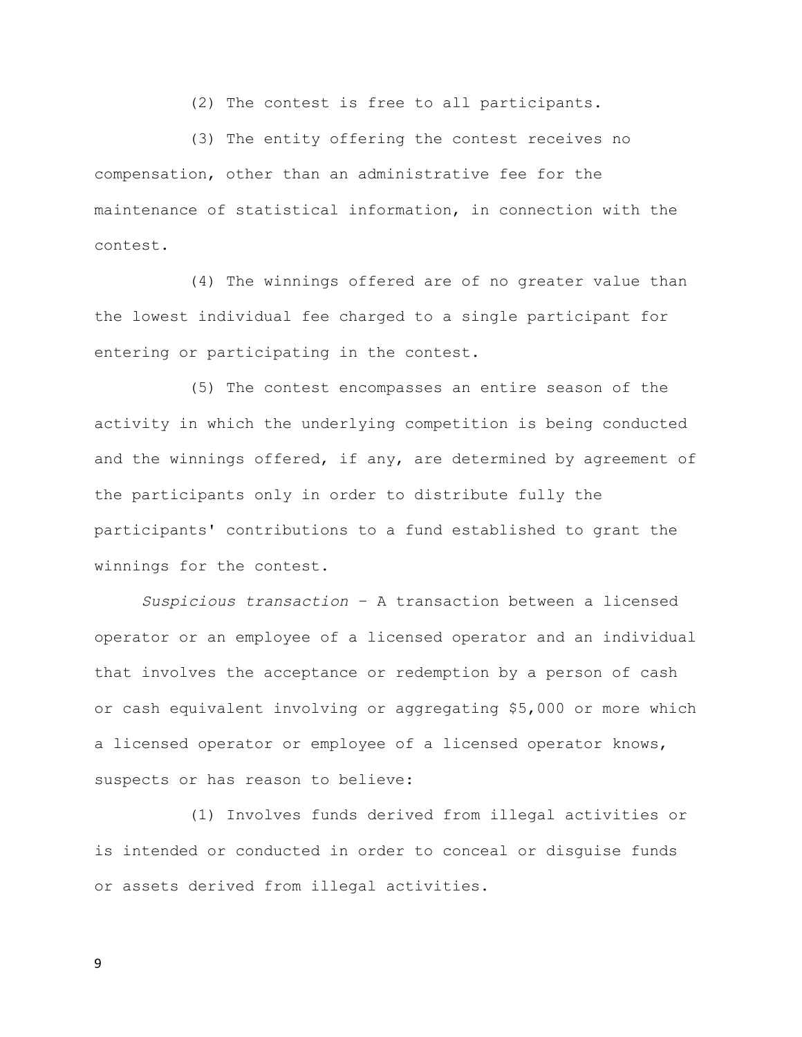(2) The contest is free to all participants.

(3) The entity offering the contest receives no compensation, other than an administrative fee for the maintenance of statistical information, in connection with the contest.

(4) The winnings offered are of no greater value than the lowest individual fee charged to a single participant for entering or participating in the contest.

(5) The contest encompasses an entire season of the activity in which the underlying competition is being conducted and the winnings offered, if any, are determined by agreement of the participants only in order to distribute fully the participants' contributions to a fund established to grant the winnings for the contest.

*Suspicious transaction* – A transaction between a licensed operator or an employee of a licensed operator and an individual that involves the acceptance or redemption by a person of cash or cash equivalent involving or aggregating $5,000 or more which a licensed operator or employee of a licensed operator knows, suspects or has reason to believe:

(1) Involves funds derived from illegal activities or is intended or conducted in order to conceal or disguise funds or assets derived from illegal activities.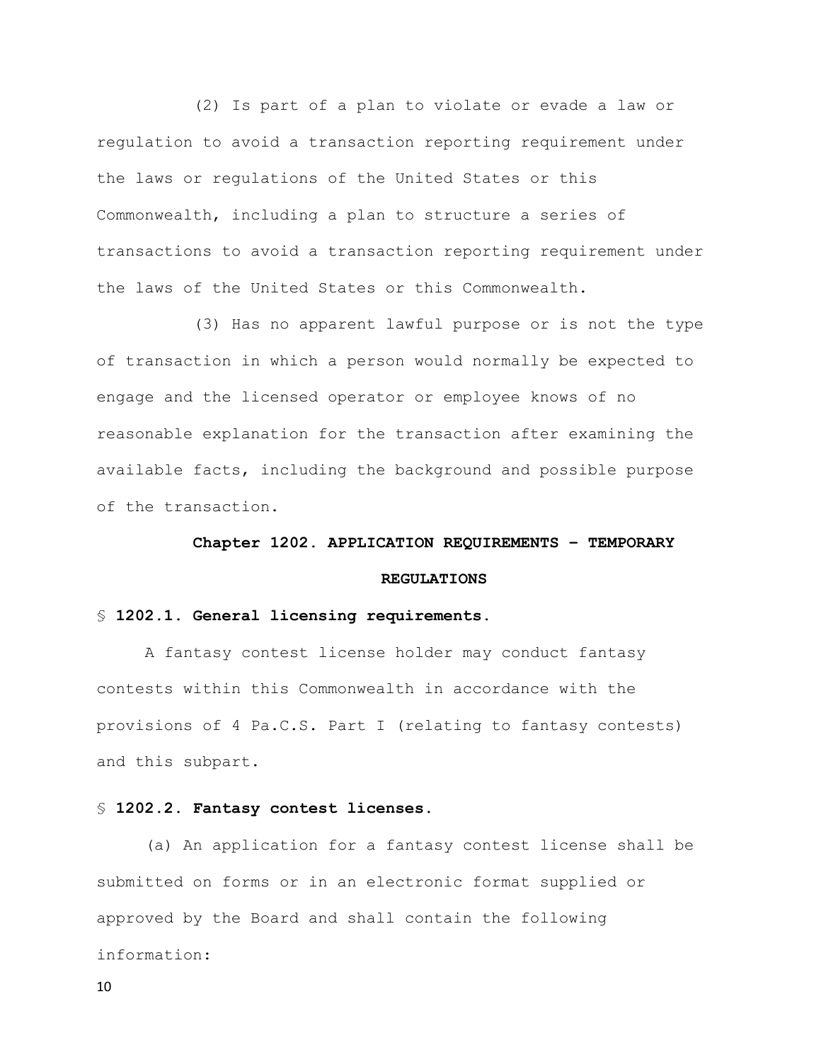(2) Is part of a plan to violate or evade a law or regulation to avoid a transaction reporting requirement under the laws or regulations of the United States or this Commonwealth, including a plan to structure a series of transactions to avoid a transaction reporting requirement under the laws of the United States or this Commonwealth.

(3) Has no apparent lawful purpose or is not the type of transaction in which a person would normally be expected to engage and the licensed operator or employee knows of no reasonable explanation for the transaction after examining the available facts, including the background and possible purpose of the transaction.

## Chapter 1202. APPLICATION REQUIREMENTS – TEMPORARY REGULATIONS

### § 1202.1. General licensing requirements.

A fantasy contest license holder may conduct fantasy contests within this Commonwealth in accordance with the provisions of 4 Pa.C.S. Part I (relating to fantasy contests) and this subpart.

### § 1202.2. Fantasy contest licenses.

(a) An application for a fantasy contest license shall be submitted on forms or in an electronic format supplied or approved by the Board and shall contain the following information: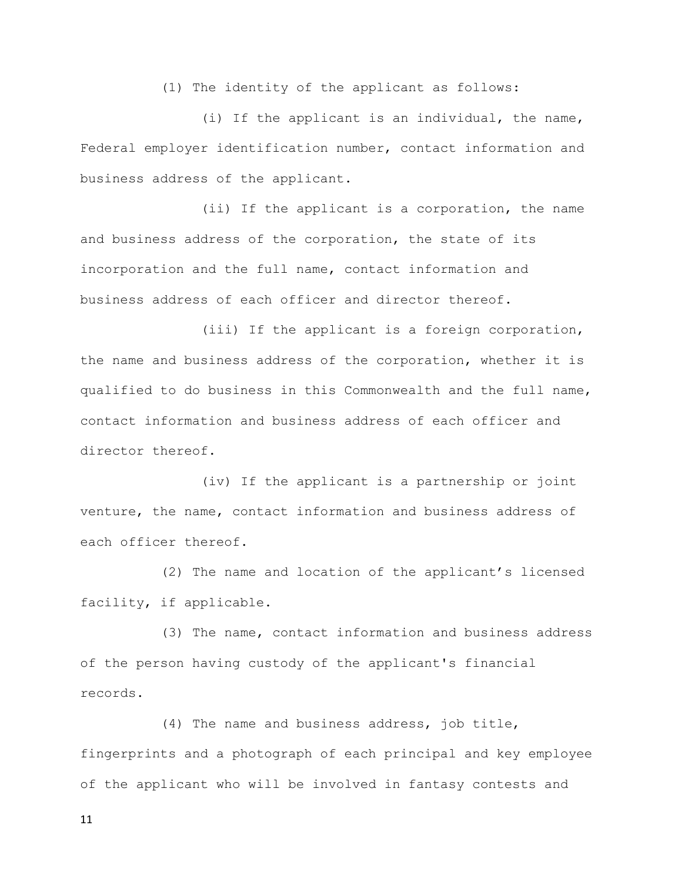(1) The identity of the applicant as follows:

(i) If the applicant is an individual, the name, Federal employer identification number, contact information and business address of the applicant.

(ii) If the applicant is a corporation, the name and business address of the corporation, the state of its incorporation and the full name, contact information and business address of each officer and director thereof.

(iii) If the applicant is a foreign corporation, the name and business address of the corporation, whether it is qualified to do business in this Commonwealth and the full name, contact information and business address of each officer and director thereof.

(iv) If the applicant is a partnership or joint venture, the name, contact information and business address of each officer thereof.

(2) The name and location of the applicant's licensed facility, if applicable.

(3) The name, contact information and business address of the person having custody of the applicant's financial records.

(4) The name and business address, job title, fingerprints and a photograph of each principal and key employee of the applicant who will be involved in fantasy contests and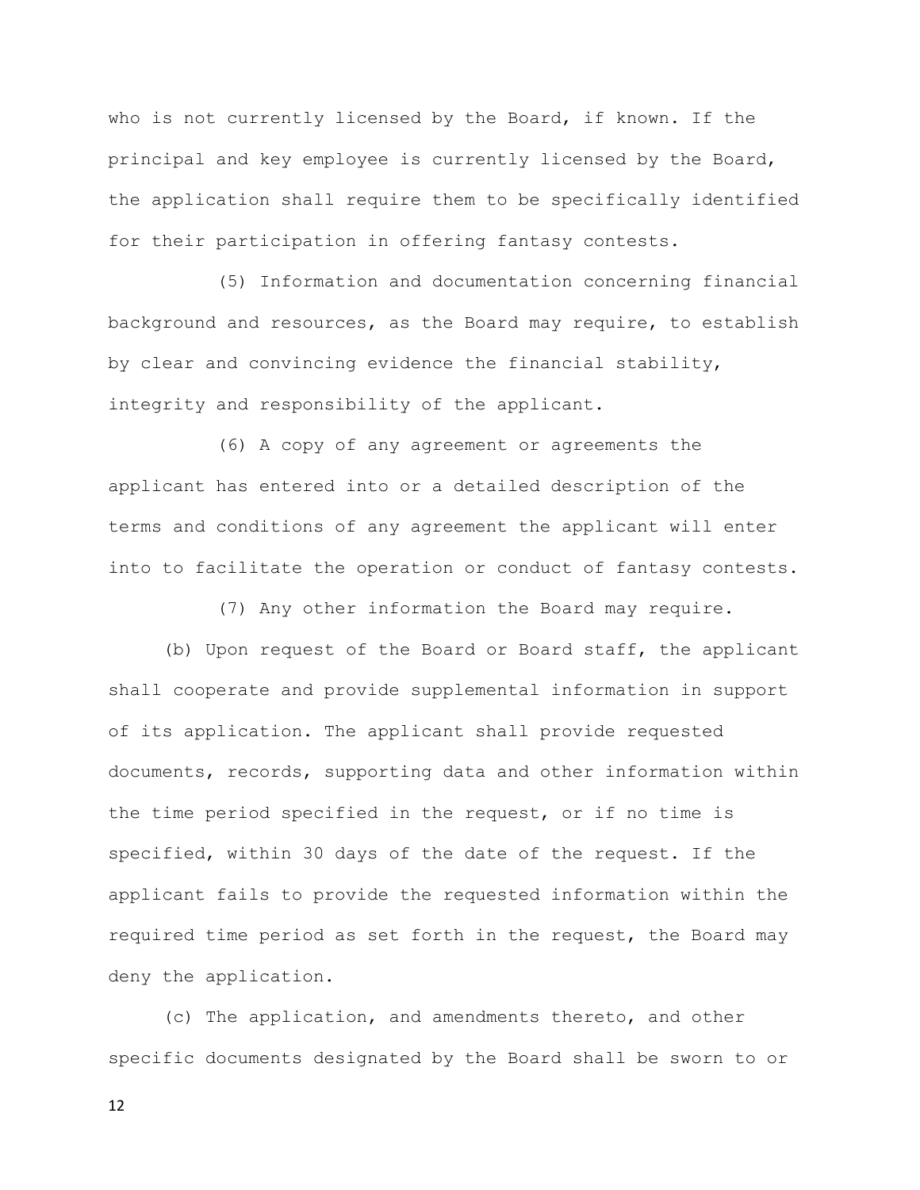who is not currently licensed by the Board, if known. If the principal and key employee is currently licensed by the Board, the application shall require them to be specifically identified for their participation in offering fantasy contests.

(5) Information and documentation concerning financial background and resources, as the Board may require, to establish by clear and convincing evidence the financial stability, integrity and responsibility of the applicant.

(6) A copy of any agreement or agreements the applicant has entered into or a detailed description of the terms and conditions of any agreement the applicant will enter into to facilitate the operation or conduct of fantasy contests.

(7) Any other information the Board may require.

(b) Upon request of the Board or Board staff, the applicant shall cooperate and provide supplemental information in support of its application. The applicant shall provide requested documents, records, supporting data and other information within the time period specified in the request, or if no time is specified, within 30 days of the date of the request. If the applicant fails to provide the requested information within the required time period as set forth in the request, the Board may deny the application.

(c) The application, and amendments thereto, and other specific documents designated by the Board shall be sworn to or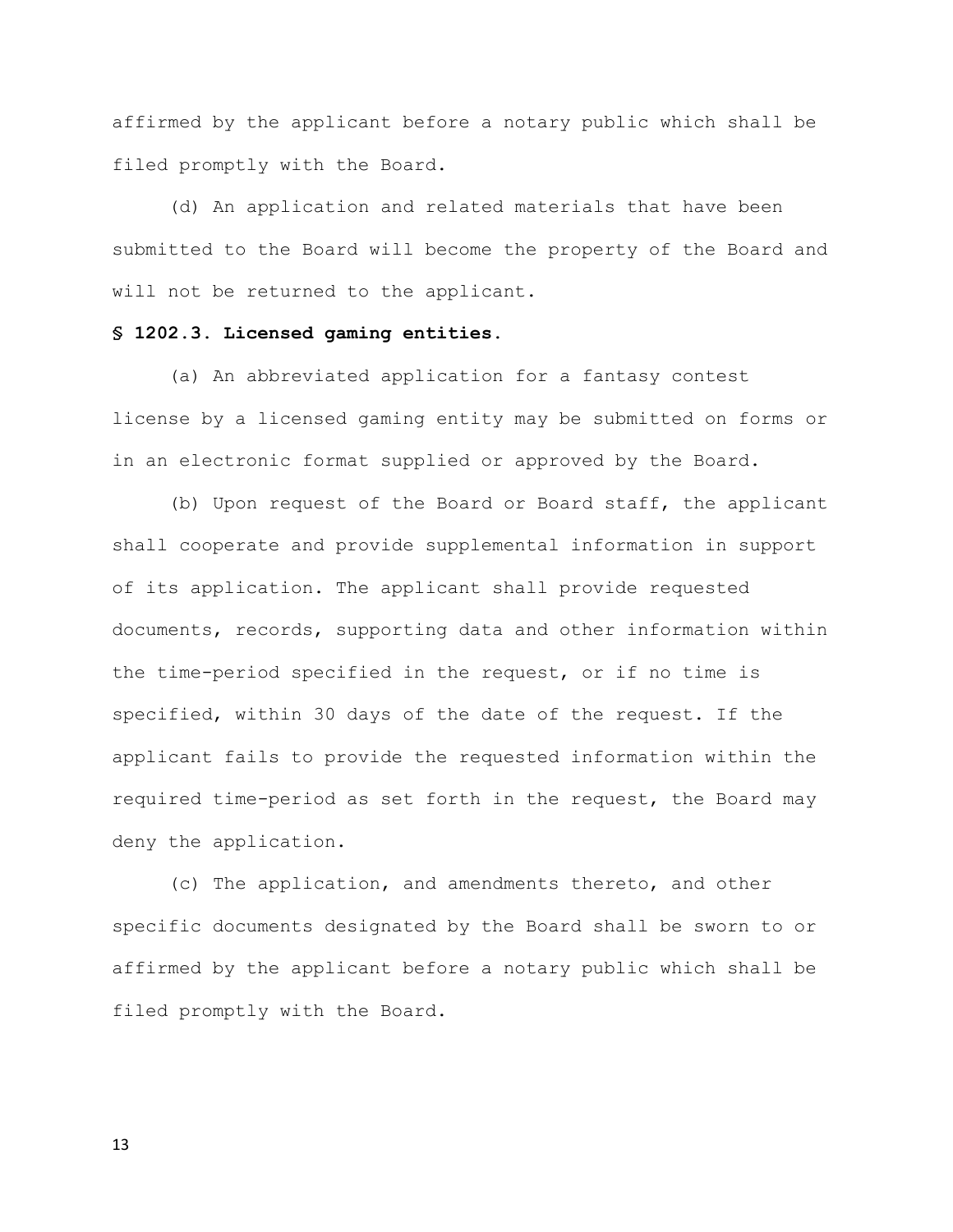affirmed by the applicant before a notary public which shall be filed promptly with the Board.

(d) An application and related materials that have been submitted to the Board will become the property of the Board and will not be returned to the applicant.

**§ 1202.3. Licensed gaming entities.**

(a) An abbreviated application for a fantasy contest license by a licensed gaming entity may be submitted on forms or in an electronic format supplied or approved by the Board.

(b) Upon request of the Board or Board staff, the applicant shall cooperate and provide supplemental information in support of its application. The applicant shall provide requested documents, records, supporting data and other information within the time-period specified in the request, or if no time is specified, within 30 days of the date of the request. If the applicant fails to provide the requested information within the required time-period as set forth in the request, the Board may deny the application.

(c) The application, and amendments thereto, and other specific documents designated by the Board shall be sworn to or affirmed by the applicant before a notary public which shall be filed promptly with the Board.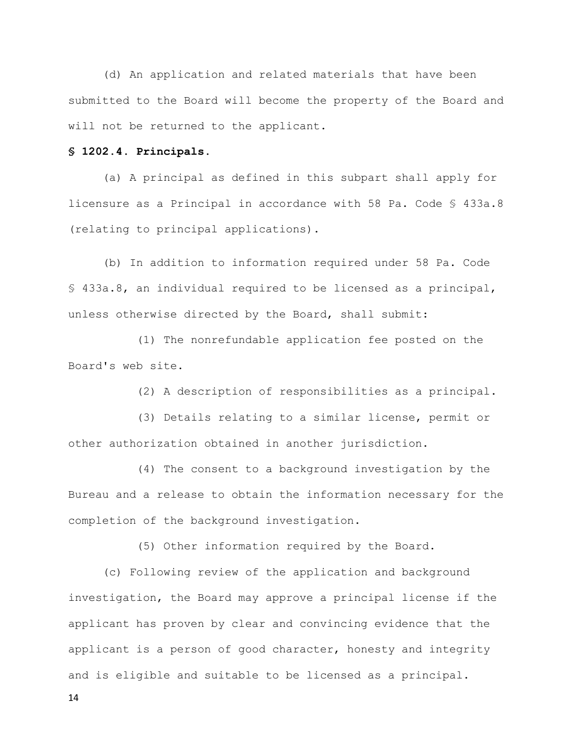(d) An application and related materials that have been submitted to the Board will become the property of the Board and will not be returned to the applicant.

**§ 1202.4. Principals.**

(a) A principal as defined in this subpart shall apply for licensure as a Principal in accordance with 58 Pa. Code § 433a.8 (relating to principal applications).

(b) In addition to information required under 58 Pa. Code § 433a.8, an individual required to be licensed as a principal, unless otherwise directed by the Board, shall submit:

(1) The nonrefundable application fee posted on the Board's web site.

(2) A description of responsibilities as a principal.

(3) Details relating to a similar license, permit or other authorization obtained in another jurisdiction.

(4) The consent to a background investigation by the Bureau and a release to obtain the information necessary for the completion of the background investigation.

(5) Other information required by the Board.

(c) Following review of the application and background investigation, the Board may approve a principal license if the applicant has proven by clear and convincing evidence that the applicant is a person of good character, honesty and integrity and is eligible and suitable to be licensed as a principal.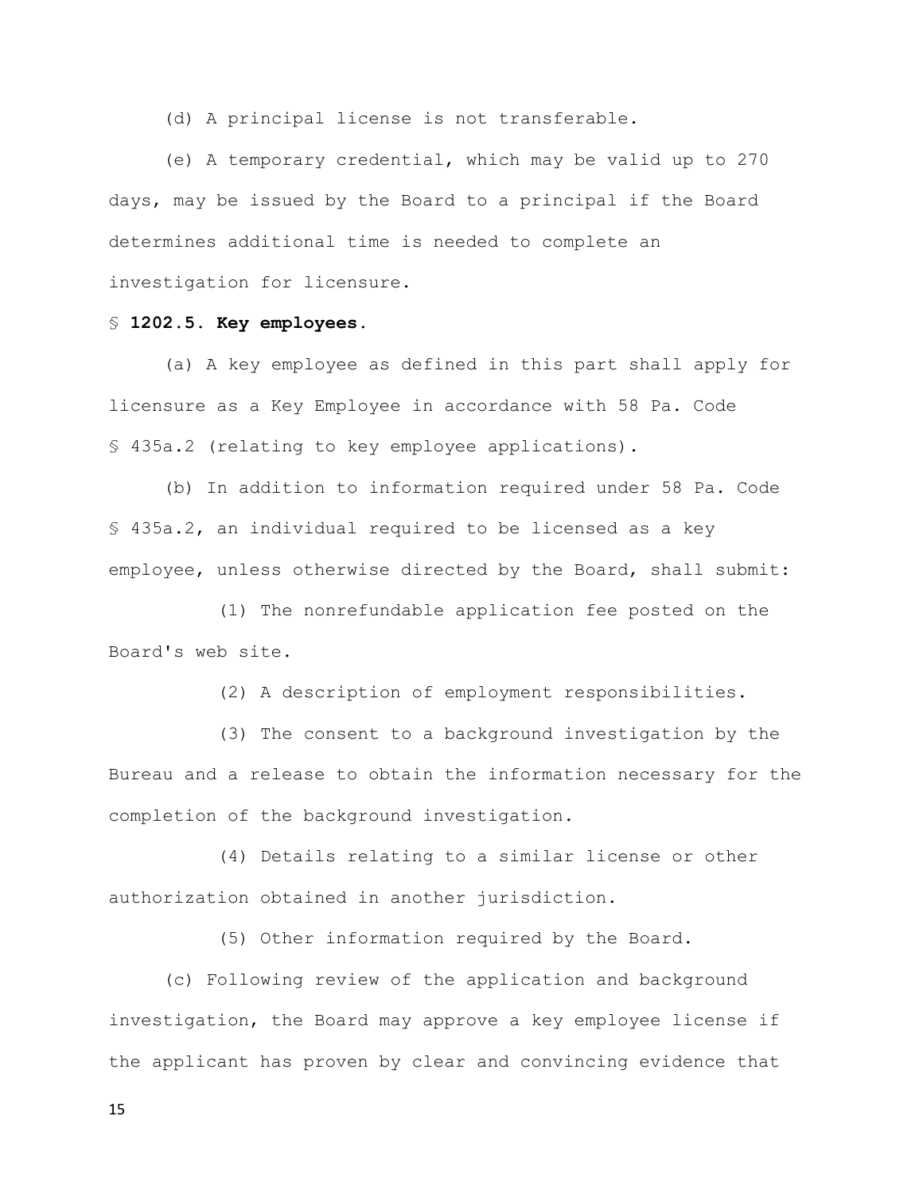(d) A principal license is not transferable.

(e) A temporary credential, which may be valid up to 270 days, may be issued by the Board to a principal if the Board determines additional time is needed to complete an investigation for licensure.

§ **1202.5. Key employees.**

(a) A key employee as defined in this part shall apply for licensure as a Key Employee in accordance with 58 Pa. Code § 435a.2 (relating to key employee applications).

(b) In addition to information required under 58 Pa. Code § 435a.2, an individual required to be licensed as a key employee, unless otherwise directed by the Board, shall submit:

(1) The nonrefundable application fee posted on the Board's web site.

(2) A description of employment responsibilities.

(3) The consent to a background investigation by the Bureau and a release to obtain the information necessary for the completion of the background investigation.

(4) Details relating to a similar license or other authorization obtained in another jurisdiction.

(5) Other information required by the Board.

(c) Following review of the application and background investigation, the Board may approve a key employee license if the applicant has proven by clear and convincing evidence that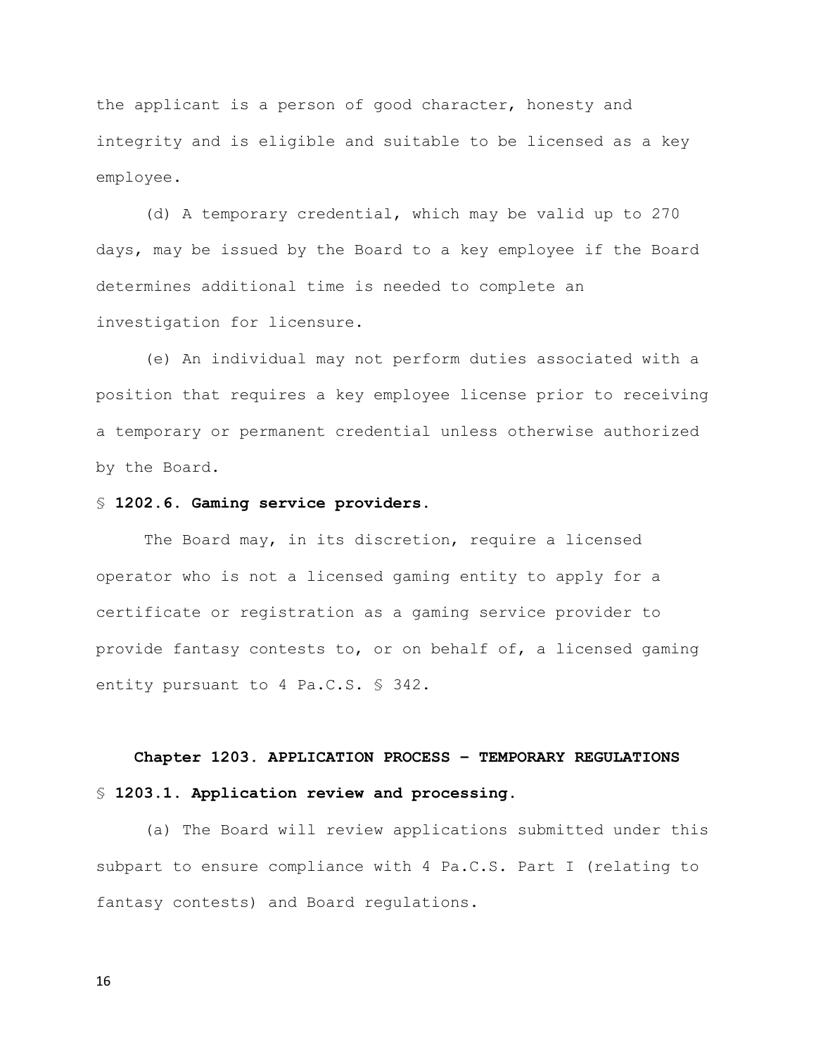the applicant is a person of good character, honesty and integrity and is eligible and suitable to be licensed as a key employee.

(d) A temporary credential, which may be valid up to 270 days, may be issued by the Board to a key employee if the Board determines additional time is needed to complete an investigation for licensure.

(e) An individual may not perform duties associated with a position that requires a key employee license prior to receiving a temporary or permanent credential unless otherwise authorized by the Board.

### § 1202.6. Gaming service providers.

The Board may, in its discretion, require a licensed operator who is not a licensed gaming entity to apply for a certificate or registration as a gaming service provider to provide fantasy contests to, or on behalf of, a licensed gaming entity pursuant to 4 Pa.C.S. § 342.

## Chapter 1203. APPLICATION PROCESS – TEMPORARY REGULATIONS

### § 1203.1. Application review and processing.

(a) The Board will review applications submitted under this subpart to ensure compliance with 4 Pa.C.S. Part I (relating to fantasy contests) and Board regulations.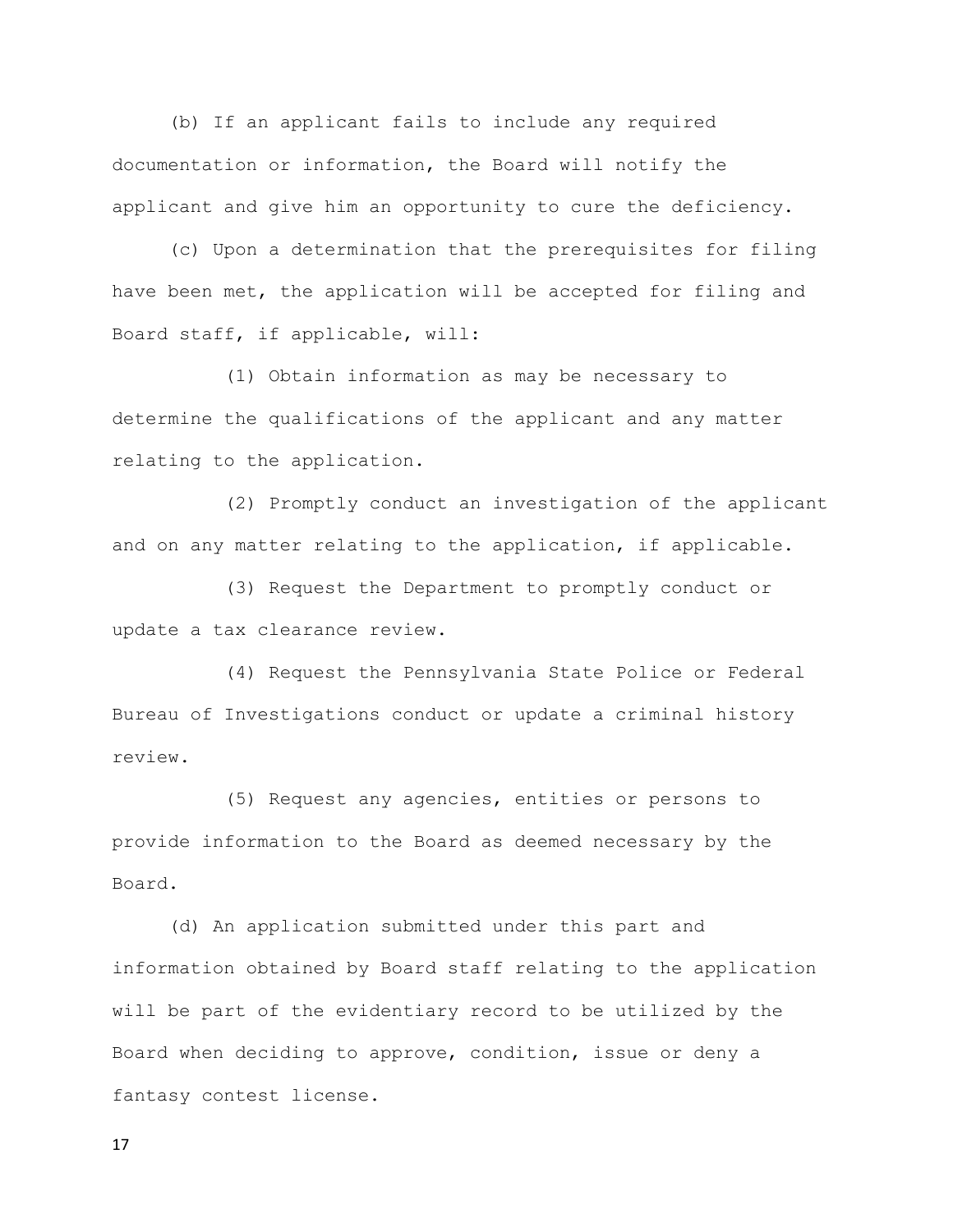(b) If an applicant fails to include any required documentation or information, the Board will notify the applicant and give him an opportunity to cure the deficiency.

(c) Upon a determination that the prerequisites for filing have been met, the application will be accepted for filing and Board staff, if applicable, will:

(1) Obtain information as may be necessary to determine the qualifications of the applicant and any matter relating to the application.

(2) Promptly conduct an investigation of the applicant and on any matter relating to the application, if applicable.

(3) Request the Department to promptly conduct or update a tax clearance review.

(4) Request the Pennsylvania State Police or Federal Bureau of Investigations conduct or update a criminal history review.

(5) Request any agencies, entities or persons to provide information to the Board as deemed necessary by the Board.

(d) An application submitted under this part and information obtained by Board staff relating to the application will be part of the evidentiary record to be utilized by the Board when deciding to approve, condition, issue or deny a fantasy contest license.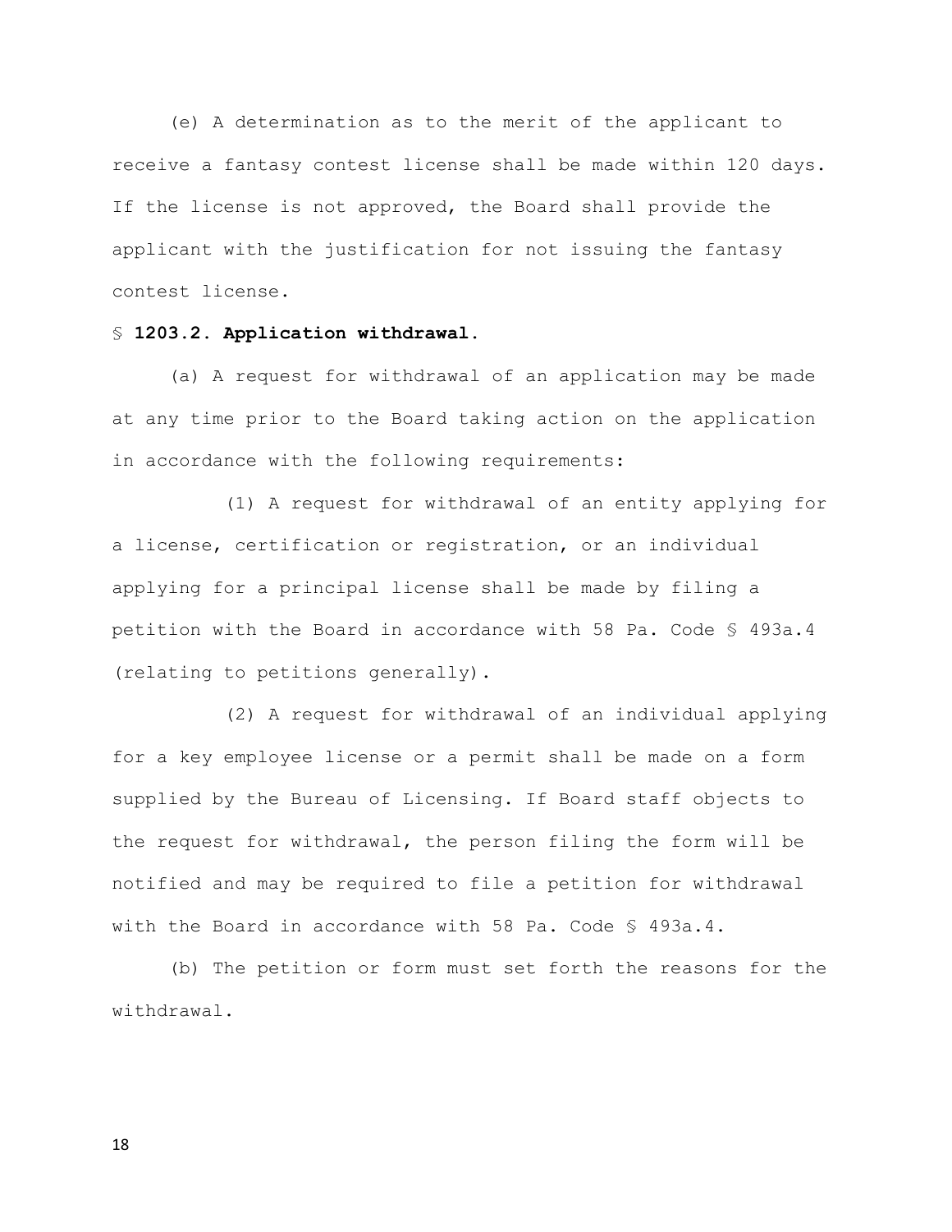(e) A determination as to the merit of the applicant to receive a fantasy contest license shall be made within 120 days. If the license is not approved, the Board shall provide the applicant with the justification for not issuing the fantasy contest license.

§ **1203.2. Application withdrawal.**

(a) A request for withdrawal of an application may be made at any time prior to the Board taking action on the application in accordance with the following requirements:

(1) A request for withdrawal of an entity applying for a license, certification or registration, or an individual applying for a principal license shall be made by filing a petition with the Board in accordance with 58 Pa. Code § 493a.4 (relating to petitions generally).

(2) A request for withdrawal of an individual applying for a key employee license or a permit shall be made on a form supplied by the Bureau of Licensing. If Board staff objects to the request for withdrawal, the person filing the form will be notified and may be required to file a petition for withdrawal with the Board in accordance with 58 Pa. Code § 493a.4.

(b) The petition or form must set forth the reasons for the withdrawal.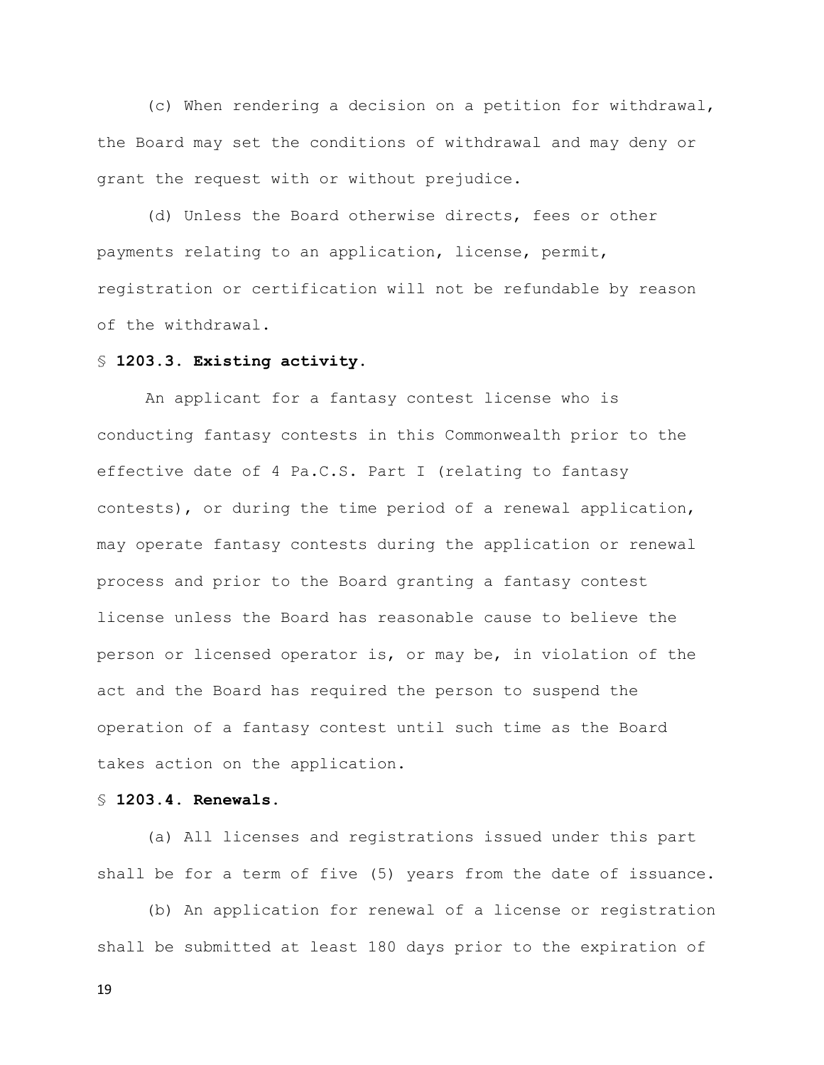(c) When rendering a decision on a petition for withdrawal, the Board may set the conditions of withdrawal and may deny or grant the request with or without prejudice.

(d) Unless the Board otherwise directs, fees or other payments relating to an application, license, permit, registration or certification will not be refundable by reason of the withdrawal.

§ **1203.3. Existing activity.**

An applicant for a fantasy contest license who is conducting fantasy contests in this Commonwealth prior to the effective date of 4 Pa.C.S. Part I (relating to fantasy contests), or during the time period of a renewal application, may operate fantasy contests during the application or renewal process and prior to the Board granting a fantasy contest license unless the Board has reasonable cause to believe the person or licensed operator is, or may be, in violation of the act and the Board has required the person to suspend the operation of a fantasy contest until such time as the Board takes action on the application.

§ **1203.4. Renewals.**

(a) All licenses and registrations issued under this part shall be for a term of five (5) years from the date of issuance.

(b) An application for renewal of a license or registration shall be submitted at least 180 days prior to the expiration of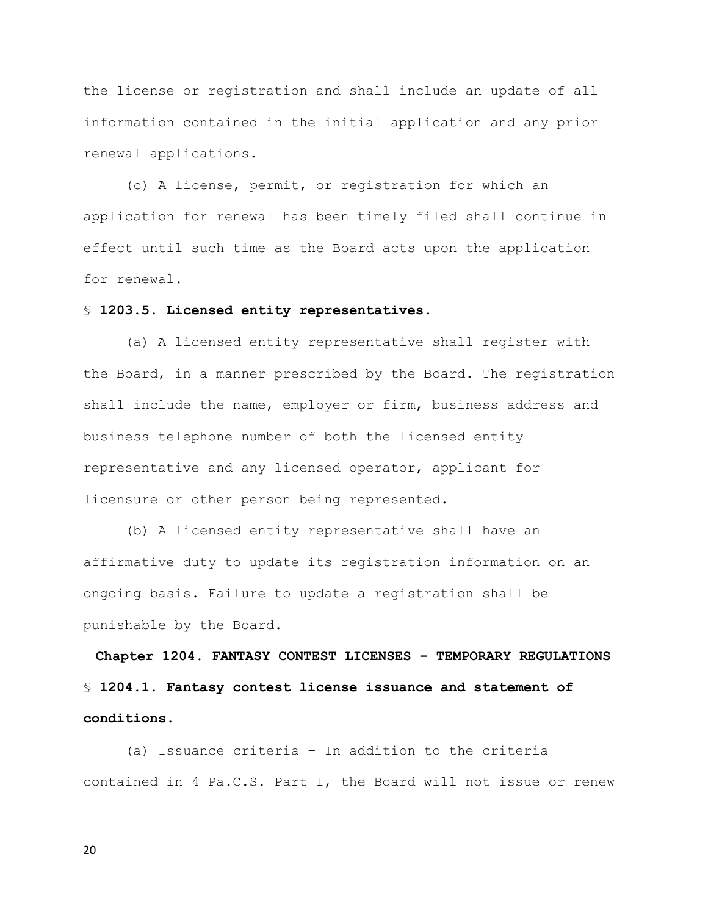the license or registration and shall include an update of all information contained in the initial application and any prior renewal applications.

(c) A license, permit, or registration for which an application for renewal has been timely filed shall continue in effect until such time as the Board acts upon the application for renewal.

### § 1203.5. Licensed entity representatives.

(a) A licensed entity representative shall register with the Board, in a manner prescribed by the Board. The registration shall include the name, employer or firm, business address and business telephone number of both the licensed entity representative and any licensed operator, applicant for licensure or other person being represented.

(b) A licensed entity representative shall have an affirmative duty to update its registration information on an ongoing basis. Failure to update a registration shall be punishable by the Board.

## Chapter 1204. FANTASY CONTEST LICENSES – TEMPORARY REGULATIONS

### § 1204.1. Fantasy contest license issuance and statement of conditions.

(a) Issuance criteria – In addition to the criteria contained in 4 Pa.C.S. Part I, the Board will not issue or renew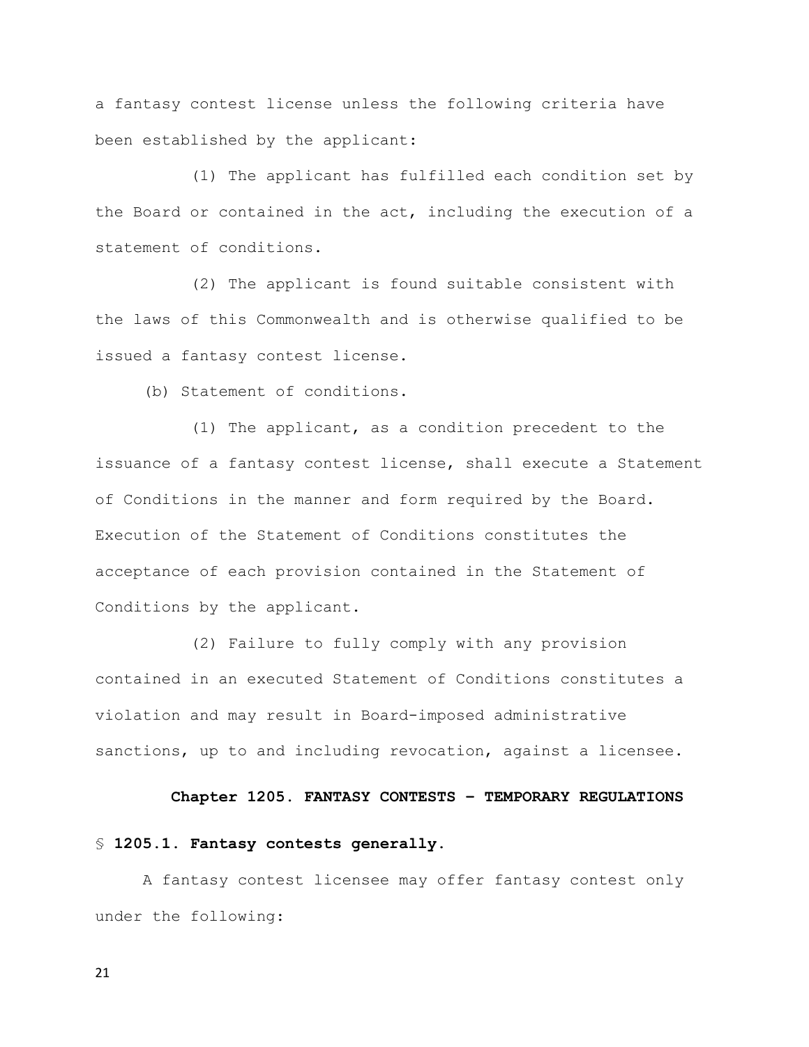a fantasy contest license unless the following criteria have been established by the applicant:

(1) The applicant has fulfilled each condition set by the Board or contained in the act, including the execution of a statement of conditions.

(2) The applicant is found suitable consistent with the laws of this Commonwealth and is otherwise qualified to be issued a fantasy contest license.

(b) Statement of conditions.

(1) The applicant, as a condition precedent to the issuance of a fantasy contest license, shall execute a Statement of Conditions in the manner and form required by the Board. Execution of the Statement of Conditions constitutes the acceptance of each provision contained in the Statement of Conditions by the applicant.

(2) Failure to fully comply with any provision contained in an executed Statement of Conditions constitutes a violation and may result in Board-imposed administrative sanctions, up to and including revocation, against a licensee.

## Chapter 1205. FANTASY CONTESTS – TEMPORARY REGULATIONS

### § 1205.1. Fantasy contests generally.

A fantasy contest licensee may offer fantasy contest only under the following: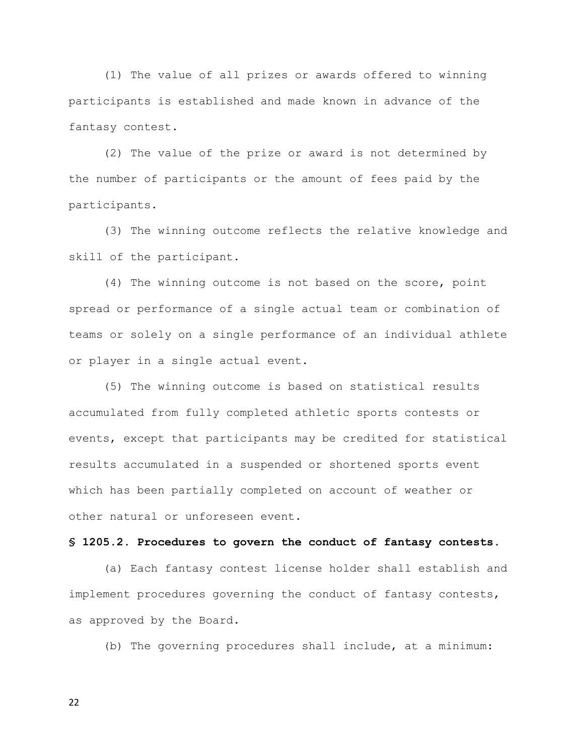(1) The value of all prizes or awards offered to winning participants is established and made known in advance of the fantasy contest.

(2) The value of the prize or award is not determined by the number of participants or the amount of fees paid by the participants.

(3) The winning outcome reflects the relative knowledge and skill of the participant.

(4) The winning outcome is not based on the score, point spread or performance of a single actual team or combination of teams or solely on a single performance of an individual athlete or player in a single actual event.

(5) The winning outcome is based on statistical results accumulated from fully completed athletic sports contests or events, except that participants may be credited for statistical results accumulated in a suspended or shortened sports event which has been partially completed on account of weather or other natural or unforeseen event.

**§ 1205.2. Procedures to govern the conduct of fantasy contests.**

(a) Each fantasy contest license holder shall establish and implement procedures governing the conduct of fantasy contests, as approved by the Board.

(b) The governing procedures shall include, at a minimum: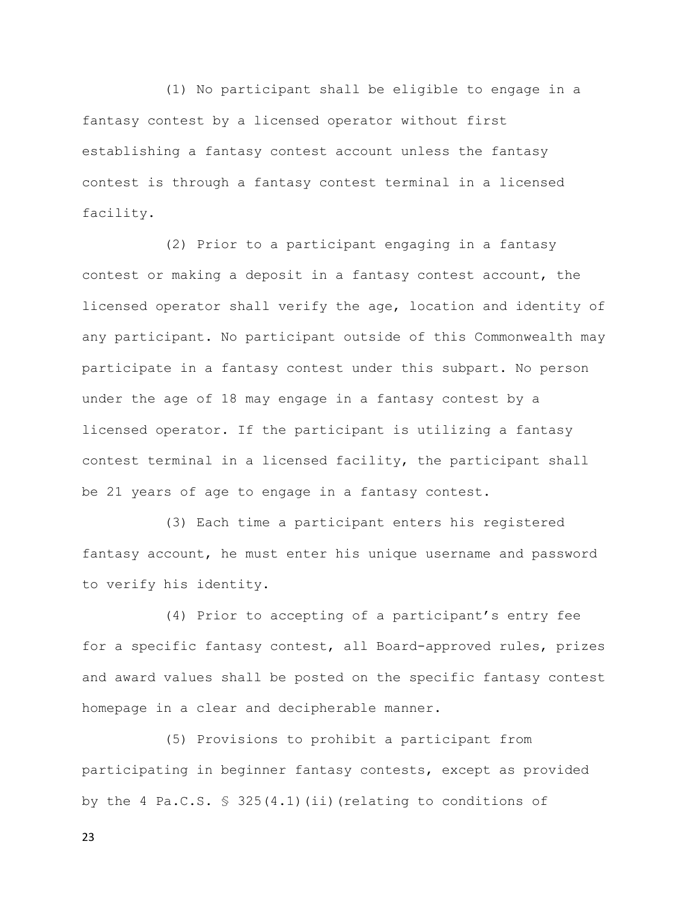(1) No participant shall be eligible to engage in a fantasy contest by a licensed operator without first establishing a fantasy contest account unless the fantasy contest is through a fantasy contest terminal in a licensed facility.

(2) Prior to a participant engaging in a fantasy contest or making a deposit in a fantasy contest account, the licensed operator shall verify the age, location and identity of any participant. No participant outside of this Commonwealth may participate in a fantasy contest under this subpart. No person under the age of 18 may engage in a fantasy contest by a licensed operator. If the participant is utilizing a fantasy contest terminal in a licensed facility, the participant shall be 21 years of age to engage in a fantasy contest.

(3) Each time a participant enters his registered fantasy account, he must enter his unique username and password to verify his identity.

(4) Prior to accepting of a participant's entry fee for a specific fantasy contest, all Board-approved rules, prizes and award values shall be posted on the specific fantasy contest homepage in a clear and decipherable manner.

(5) Provisions to prohibit a participant from participating in beginner fantasy contests, except as provided by the 4 Pa.C.S. § 325(4.1)(ii)(relating to conditions of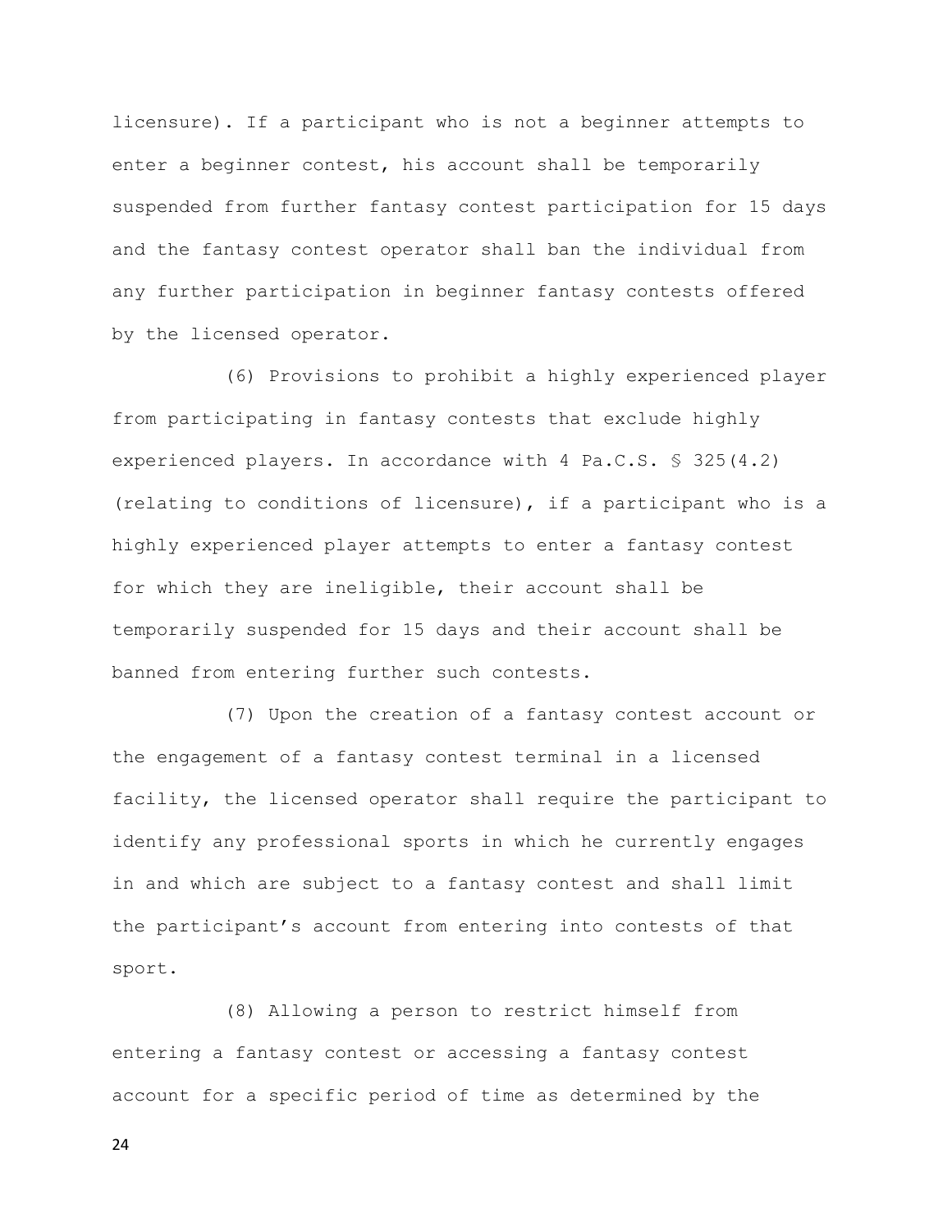licensure). If a participant who is not a beginner attempts to enter a beginner contest, his account shall be temporarily suspended from further fantasy contest participation for 15 days and the fantasy contest operator shall ban the individual from any further participation in beginner fantasy contests offered by the licensed operator.

(6) Provisions to prohibit a highly experienced player from participating in fantasy contests that exclude highly experienced players. In accordance with 4 Pa.C.S. § 325(4.2) (relating to conditions of licensure), if a participant who is a highly experienced player attempts to enter a fantasy contest for which they are ineligible, their account shall be temporarily suspended for 15 days and their account shall be banned from entering further such contests.

(7) Upon the creation of a fantasy contest account or the engagement of a fantasy contest terminal in a licensed facility, the licensed operator shall require the participant to identify any professional sports in which he currently engages in and which are subject to a fantasy contest and shall limit the participant's account from entering into contests of that sport.

(8) Allowing a person to restrict himself from entering a fantasy contest or accessing a fantasy contest account for a specific period of time as determined by the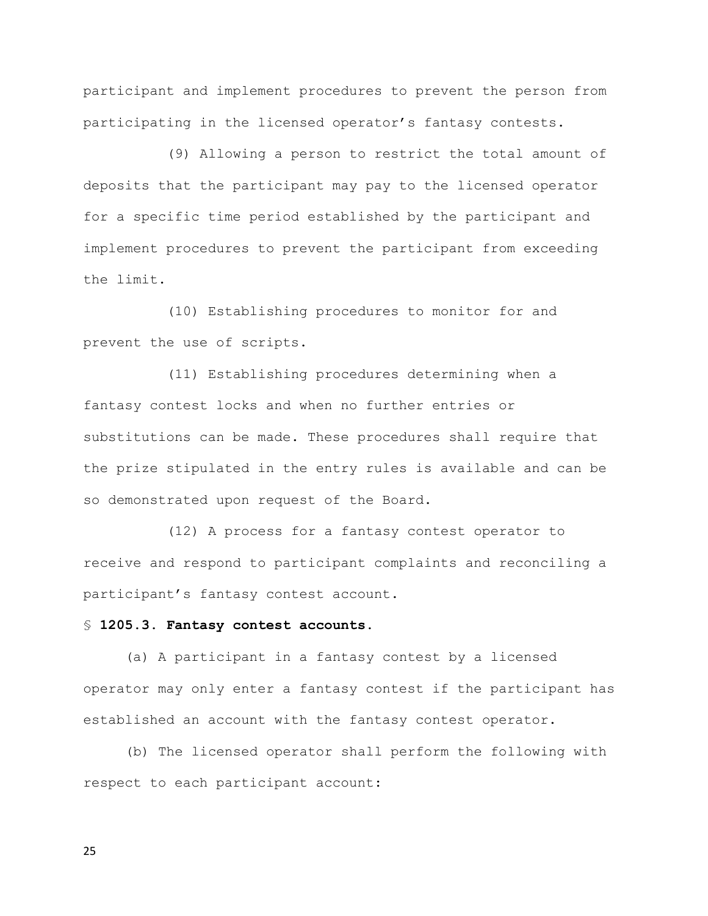participant and implement procedures to prevent the person from participating in the licensed operator's fantasy contests.

(9) Allowing a person to restrict the total amount of deposits that the participant may pay to the licensed operator for a specific time period established by the participant and implement procedures to prevent the participant from exceeding the limit.

(10) Establishing procedures to monitor for and prevent the use of scripts.

(11) Establishing procedures determining when a fantasy contest locks and when no further entries or substitutions can be made. These procedures shall require that the prize stipulated in the entry rules is available and can be so demonstrated upon request of the Board.

(12) A process for a fantasy contest operator to receive and respond to participant complaints and reconciling a participant's fantasy contest account.

§ **1205.3. Fantasy contest accounts.**

(a) A participant in a fantasy contest by a licensed operator may only enter a fantasy contest if the participant has established an account with the fantasy contest operator.

(b) The licensed operator shall perform the following with respect to each participant account: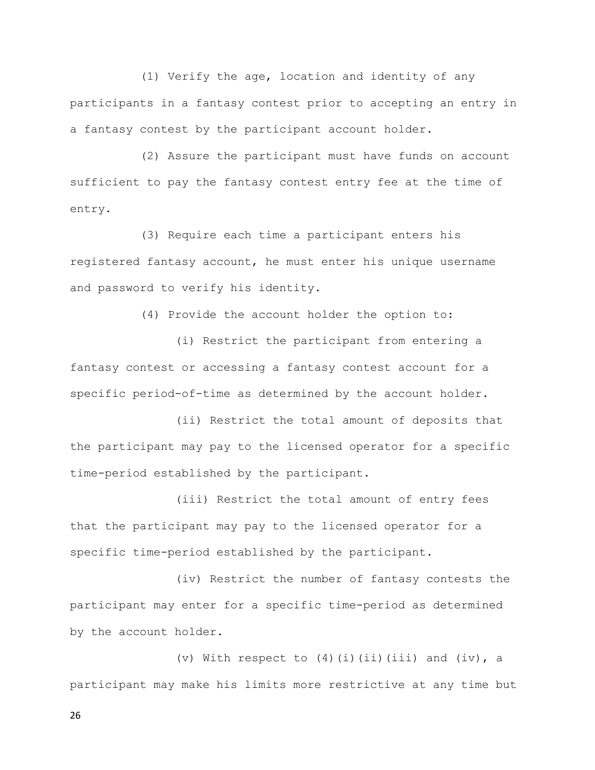(1) Verify the age, location and identity of any participants in a fantasy contest prior to accepting an entry in a fantasy contest by the participant account holder.

(2) Assure the participant must have funds on account sufficient to pay the fantasy contest entry fee at the time of entry.

(3) Require each time a participant enters his registered fantasy account, he must enter his unique username and password to verify his identity.

(4) Provide the account holder the option to:

(i) Restrict the participant from entering a fantasy contest or accessing a fantasy contest account for a specific period-of-time as determined by the account holder.

(ii) Restrict the total amount of deposits that the participant may pay to the licensed operator for a specific time-period established by the participant.

(iii) Restrict the total amount of entry fees that the participant may pay to the licensed operator for a specific time-period established by the participant.

(iv) Restrict the number of fantasy contests the participant may enter for a specific time-period as determined by the account holder.

(v) With respect to (4)(i)(ii)(iii) and (iv), a participant may make his limits more restrictive at any time but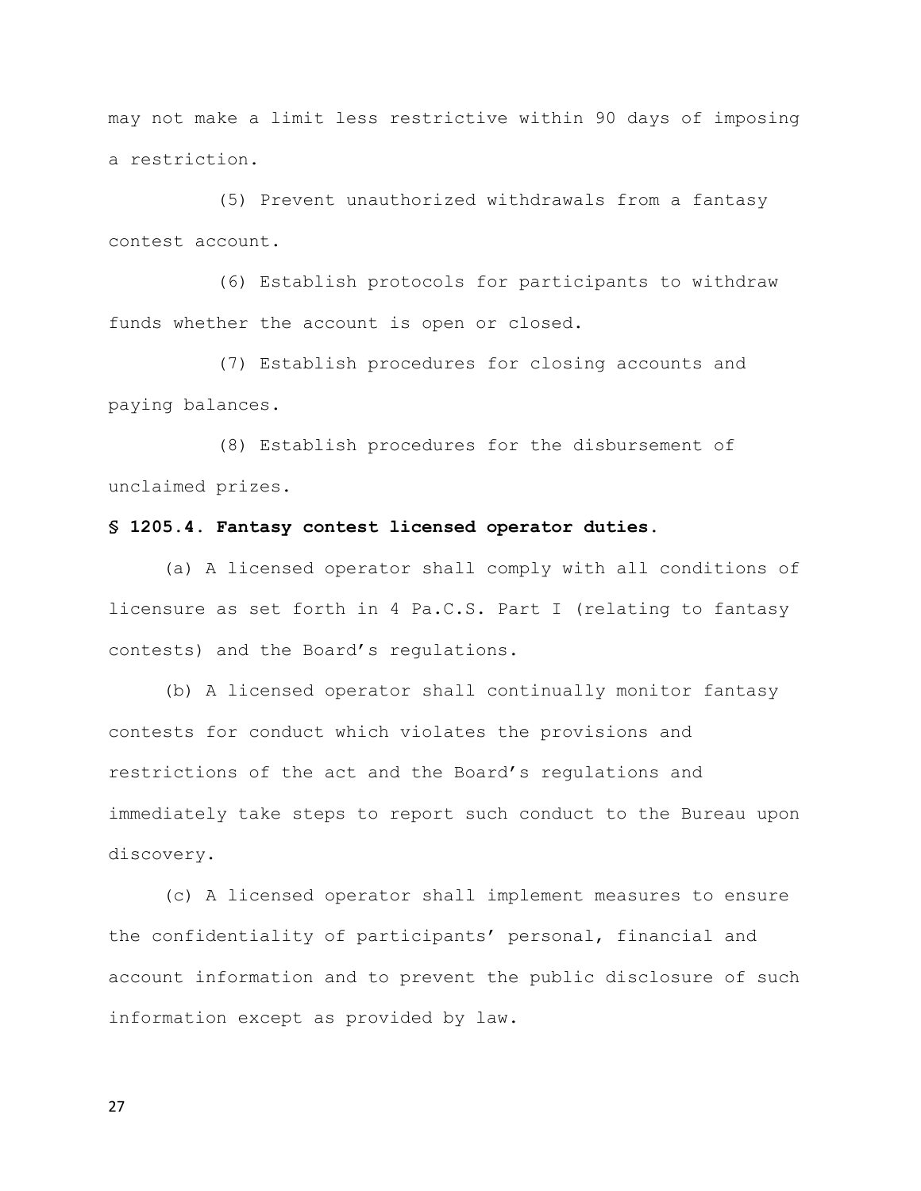may not make a limit less restrictive within 90 days of imposing a restriction.

(5) Prevent unauthorized withdrawals from a fantasy contest account.

(6) Establish protocols for participants to withdraw funds whether the account is open or closed.

(7) Establish procedures for closing accounts and paying balances.

(8) Establish procedures for the disbursement of unclaimed prizes.

**§ 1205.4. Fantasy contest licensed operator duties.**

(a) A licensed operator shall comply with all conditions of licensure as set forth in 4 Pa.C.S. Part I (relating to fantasy contests) and the Board's regulations.

(b) A licensed operator shall continually monitor fantasy contests for conduct which violates the provisions and restrictions of the act and the Board's regulations and immediately take steps to report such conduct to the Bureau upon discovery.

(c) A licensed operator shall implement measures to ensure the confidentiality of participants' personal, financial and account information and to prevent the public disclosure of such information except as provided by law.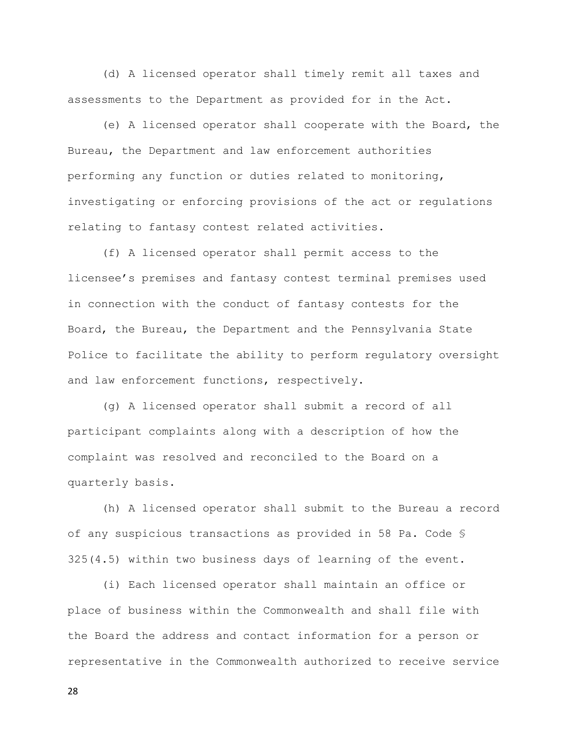(d) A licensed operator shall timely remit all taxes and assessments to the Department as provided for in the Act.

(e) A licensed operator shall cooperate with the Board, the Bureau, the Department and law enforcement authorities performing any function or duties related to monitoring, investigating or enforcing provisions of the act or regulations relating to fantasy contest related activities.

(f) A licensed operator shall permit access to the licensee's premises and fantasy contest terminal premises used in connection with the conduct of fantasy contests for the Board, the Bureau, the Department and the Pennsylvania State Police to facilitate the ability to perform regulatory oversight and law enforcement functions, respectively.

(g) A licensed operator shall submit a record of all participant complaints along with a description of how the complaint was resolved and reconciled to the Board on a quarterly basis.

(h) A licensed operator shall submit to the Bureau a record of any suspicious transactions as provided in 58 Pa. Code § 325(4.5) within two business days of learning of the event.

(i) Each licensed operator shall maintain an office or place of business within the Commonwealth and shall file with the Board the address and contact information for a person or representative in the Commonwealth authorized to receive service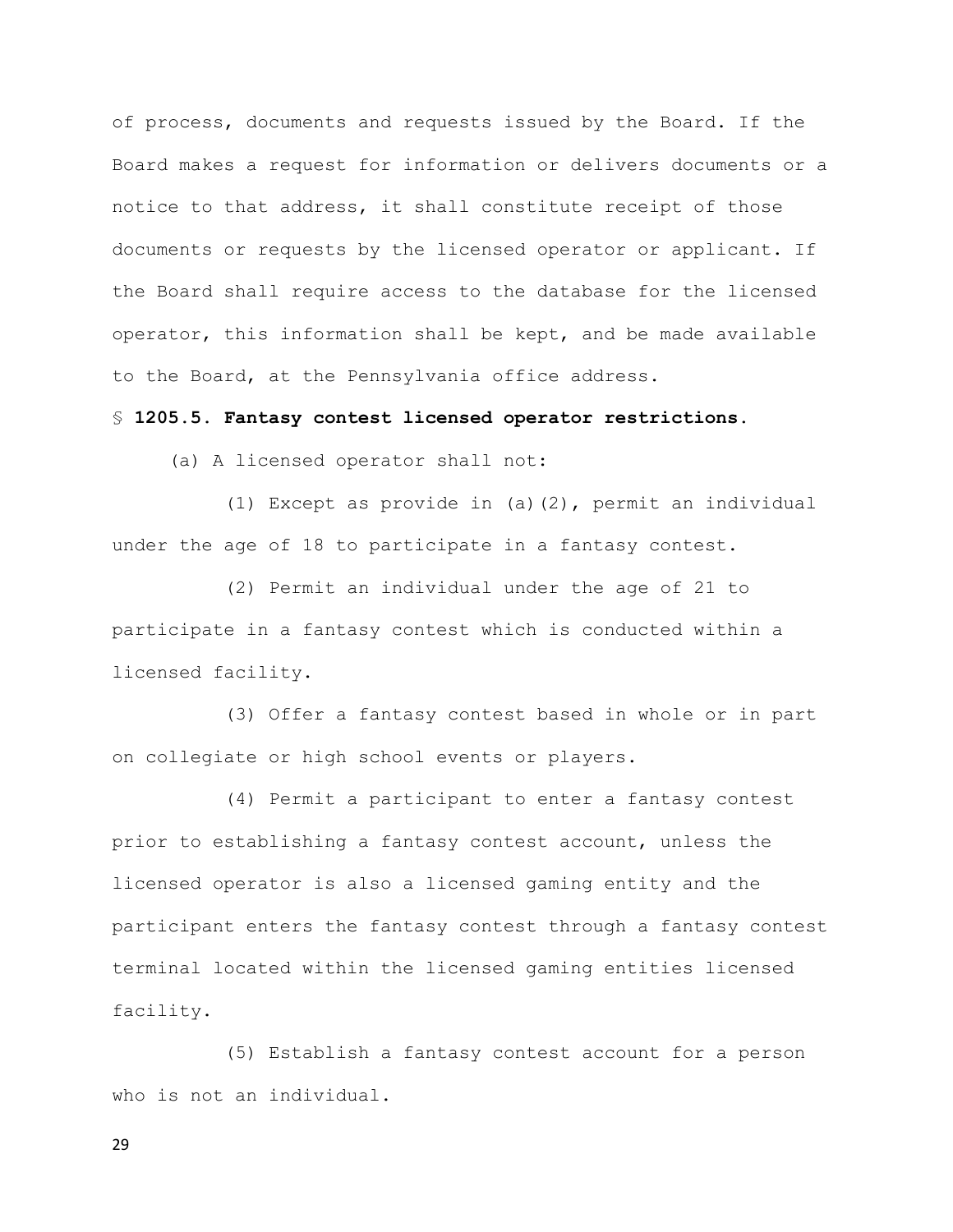of process, documents and requests issued by the Board. If the Board makes a request for information or delivers documents or a notice to that address, it shall constitute receipt of those documents or requests by the licensed operator or applicant. If the Board shall require access to the database for the licensed operator, this information shall be kept, and be made available to the Board, at the Pennsylvania office address.

§ **1205.5. Fantasy contest licensed operator restrictions.**

(a) A licensed operator shall not:

(1) Except as provide in (a)(2), permit an individual under the age of 18 to participate in a fantasy contest.

(2) Permit an individual under the age of 21 to participate in a fantasy contest which is conducted within a licensed facility.

(3) Offer a fantasy contest based in whole or in part on collegiate or high school events or players.

(4) Permit a participant to enter a fantasy contest prior to establishing a fantasy contest account, unless the licensed operator is also a licensed gaming entity and the participant enters the fantasy contest through a fantasy contest terminal located within the licensed gaming entities licensed facility.

(5) Establish a fantasy contest account for a person who is not an individual.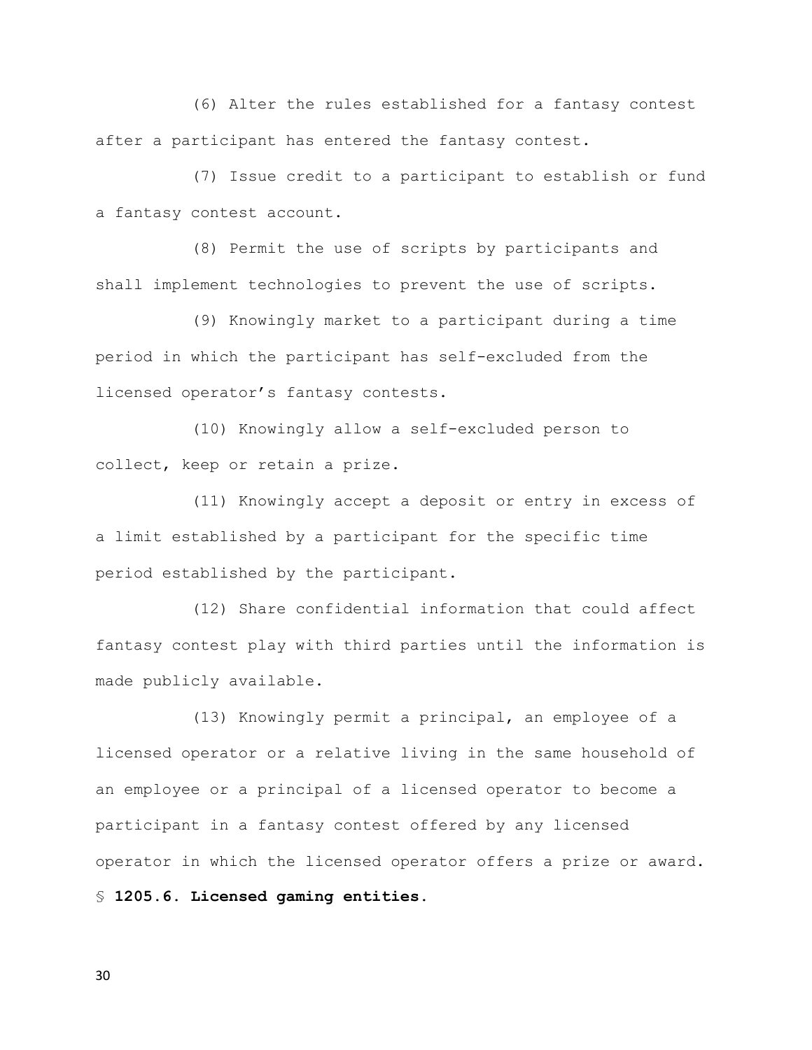(6) Alter the rules established for a fantasy contest after a participant has entered the fantasy contest.

(7) Issue credit to a participant to establish or fund a fantasy contest account.

(8) Permit the use of scripts by participants and shall implement technologies to prevent the use of scripts.

(9) Knowingly market to a participant during a time period in which the participant has self-excluded from the licensed operator's fantasy contests.

(10) Knowingly allow a self-excluded person to collect, keep or retain a prize.

(11) Knowingly accept a deposit or entry in excess of a limit established by a participant for the specific time period established by the participant.

(12) Share confidential information that could affect fantasy contest play with third parties until the information is made publicly available.

(13) Knowingly permit a principal, an employee of a licensed operator or a relative living in the same household of an employee or a principal of a licensed operator to become a participant in a fantasy contest offered by any licensed operator in which the licensed operator offers a prize or award.

§ **1205.6. Licensed gaming entities.**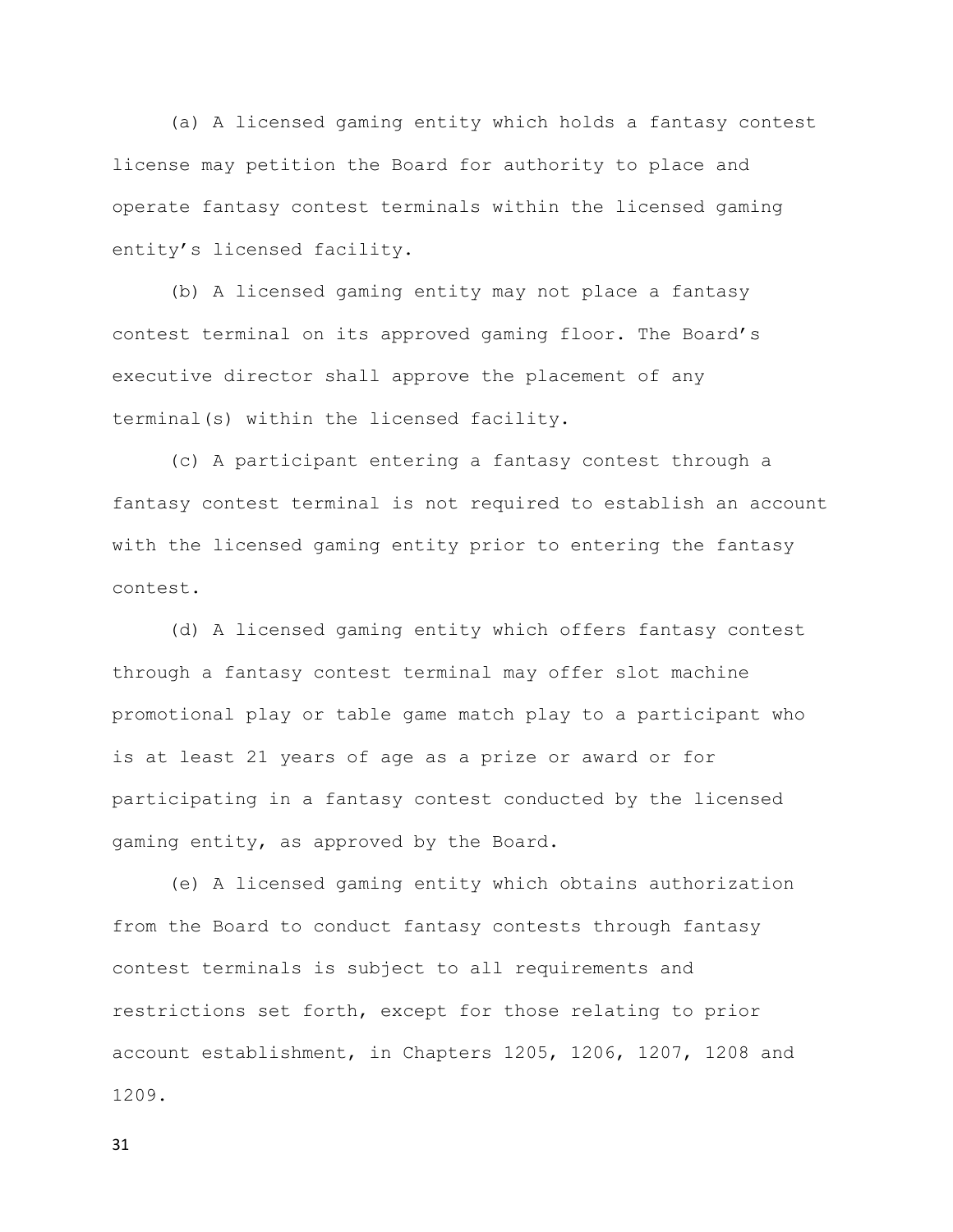(a) A licensed gaming entity which holds a fantasy contest license may petition the Board for authority to place and operate fantasy contest terminals within the licensed gaming entity's licensed facility.

(b) A licensed gaming entity may not place a fantasy contest terminal on its approved gaming floor. The Board's executive director shall approve the placement of any terminal(s) within the licensed facility.

(c) A participant entering a fantasy contest through a fantasy contest terminal is not required to establish an account with the licensed gaming entity prior to entering the fantasy contest.

(d) A licensed gaming entity which offers fantasy contest through a fantasy contest terminal may offer slot machine promotional play or table game match play to a participant who is at least 21 years of age as a prize or award or for participating in a fantasy contest conducted by the licensed gaming entity, as approved by the Board.

(e) A licensed gaming entity which obtains authorization from the Board to conduct fantasy contests through fantasy contest terminals is subject to all requirements and restrictions set forth, except for those relating to prior account establishment, in Chapters 1205, 1206, 1207, 1208 and 1209.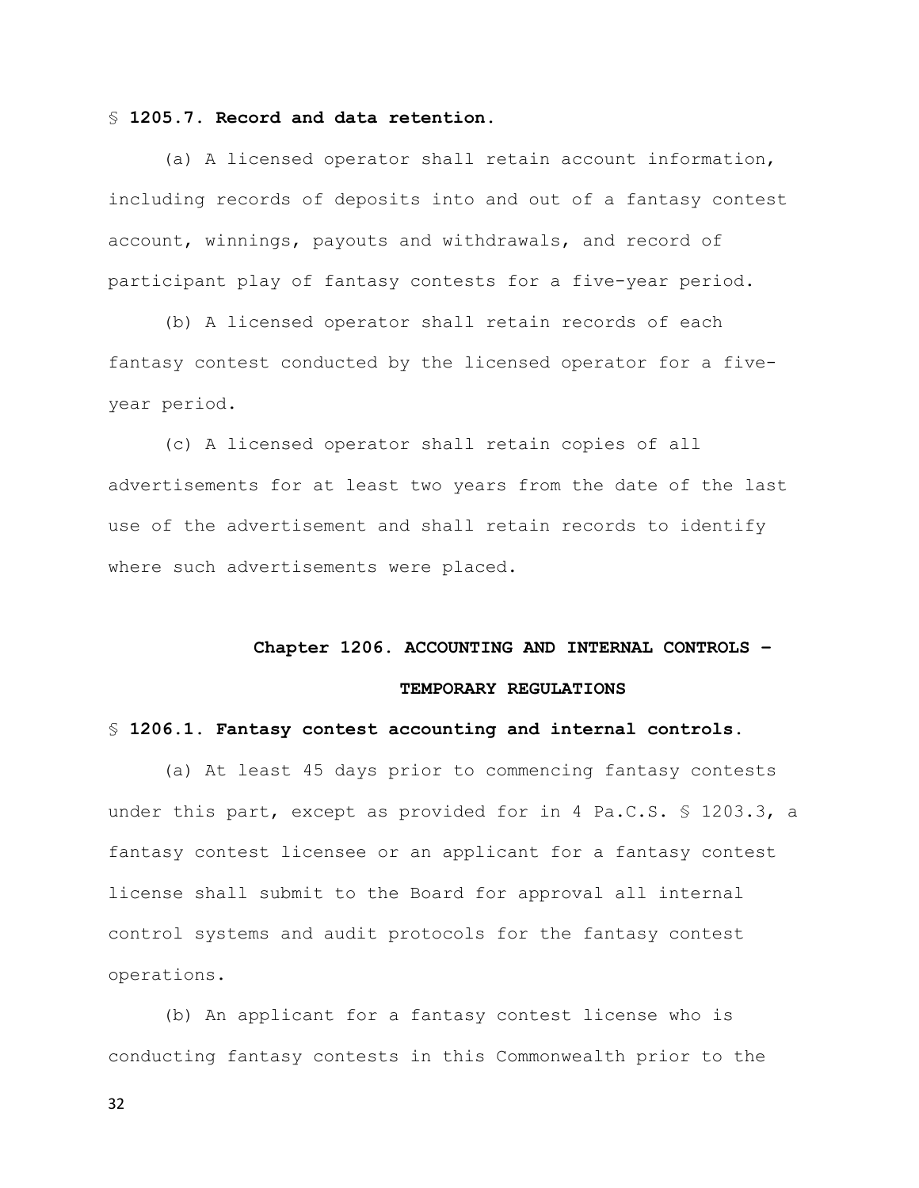§ **1205.7. Record and data retention.**

(a) A licensed operator shall retain account information, including records of deposits into and out of a fantasy contest account, winnings, payouts and withdrawals, and record of participant play of fantasy contests for a five-year period.

(b) A licensed operator shall retain records of each fantasy contest conducted by the licensed operator for a five-year period.

(c) A licensed operator shall retain copies of all advertisements for at least two years from the date of the last use of the advertisement and shall retain records to identify where such advertisements were placed.

## Chapter 1206. ACCOUNTING AND INTERNAL CONTROLS – TEMPORARY REGULATIONS

§ **1206.1. Fantasy contest accounting and internal controls.**

(a) At least 45 days prior to commencing fantasy contests under this part, except as provided for in 4 Pa.C.S. § 1203.3, a fantasy contest licensee or an applicant for a fantasy contest license shall submit to the Board for approval all internal control systems and audit protocols for the fantasy contest operations.

(b) An applicant for a fantasy contest license who is conducting fantasy contests in this Commonwealth prior to the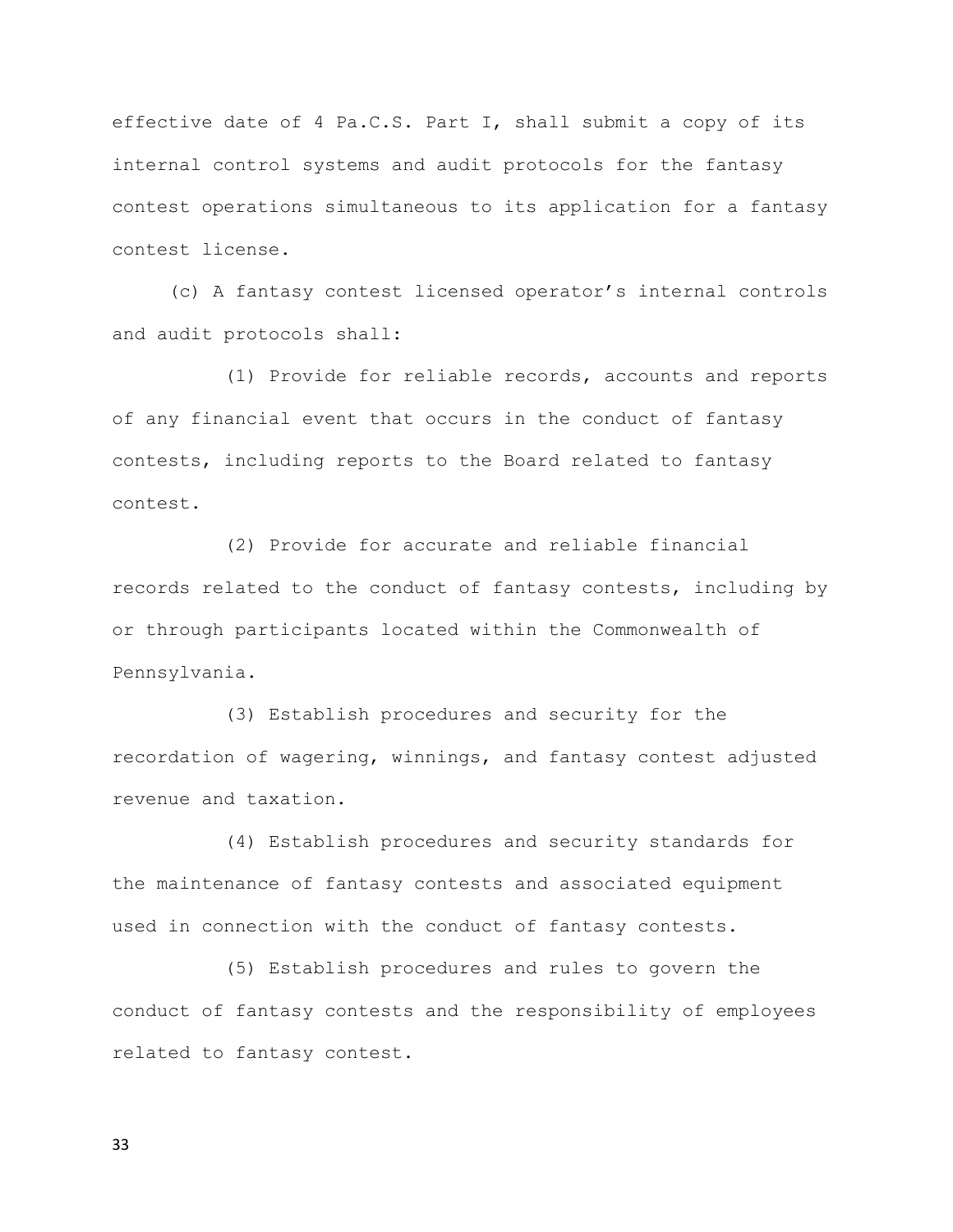effective date of 4 Pa.C.S. Part I, shall submit a copy of its internal control systems and audit protocols for the fantasy contest operations simultaneous to its application for a fantasy contest license.

(c) A fantasy contest licensed operator's internal controls and audit protocols shall:

(1) Provide for reliable records, accounts and reports of any financial event that occurs in the conduct of fantasy contests, including reports to the Board related to fantasy contest.

(2) Provide for accurate and reliable financial records related to the conduct of fantasy contests, including by or through participants located within the Commonwealth of Pennsylvania.

(3) Establish procedures and security for the recordation of wagering, winnings, and fantasy contest adjusted revenue and taxation.

(4) Establish procedures and security standards for the maintenance of fantasy contests and associated equipment used in connection with the conduct of fantasy contests.

(5) Establish procedures and rules to govern the conduct of fantasy contests and the responsibility of employees related to fantasy contest.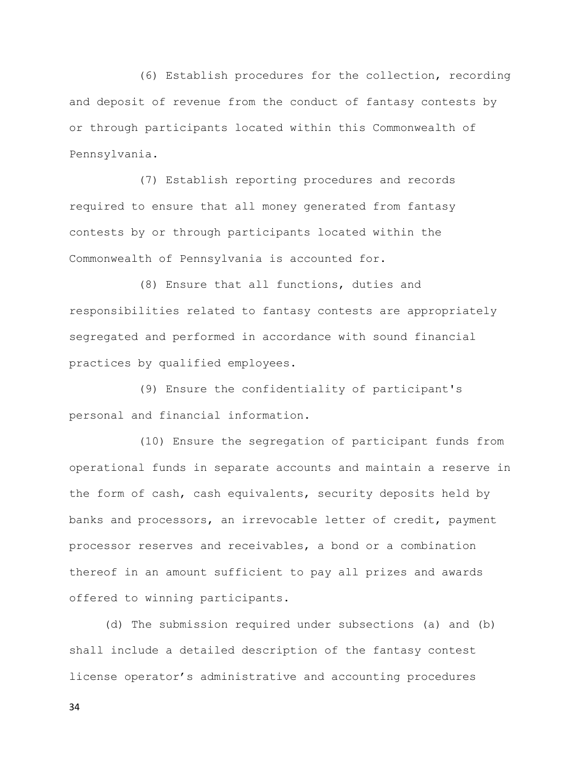(6) Establish procedures for the collection, recording and deposit of revenue from the conduct of fantasy contests by or through participants located within this Commonwealth of Pennsylvania.

(7) Establish reporting procedures and records required to ensure that all money generated from fantasy contests by or through participants located within the Commonwealth of Pennsylvania is accounted for.

(8) Ensure that all functions, duties and responsibilities related to fantasy contests are appropriately segregated and performed in accordance with sound financial practices by qualified employees.

(9) Ensure the confidentiality of participant's personal and financial information.

(10) Ensure the segregation of participant funds from operational funds in separate accounts and maintain a reserve in the form of cash, cash equivalents, security deposits held by banks and processors, an irrevocable letter of credit, payment processor reserves and receivables, a bond or a combination thereof in an amount sufficient to pay all prizes and awards offered to winning participants.

(d) The submission required under subsections (a) and (b) shall include a detailed description of the fantasy contest license operator's administrative and accounting procedures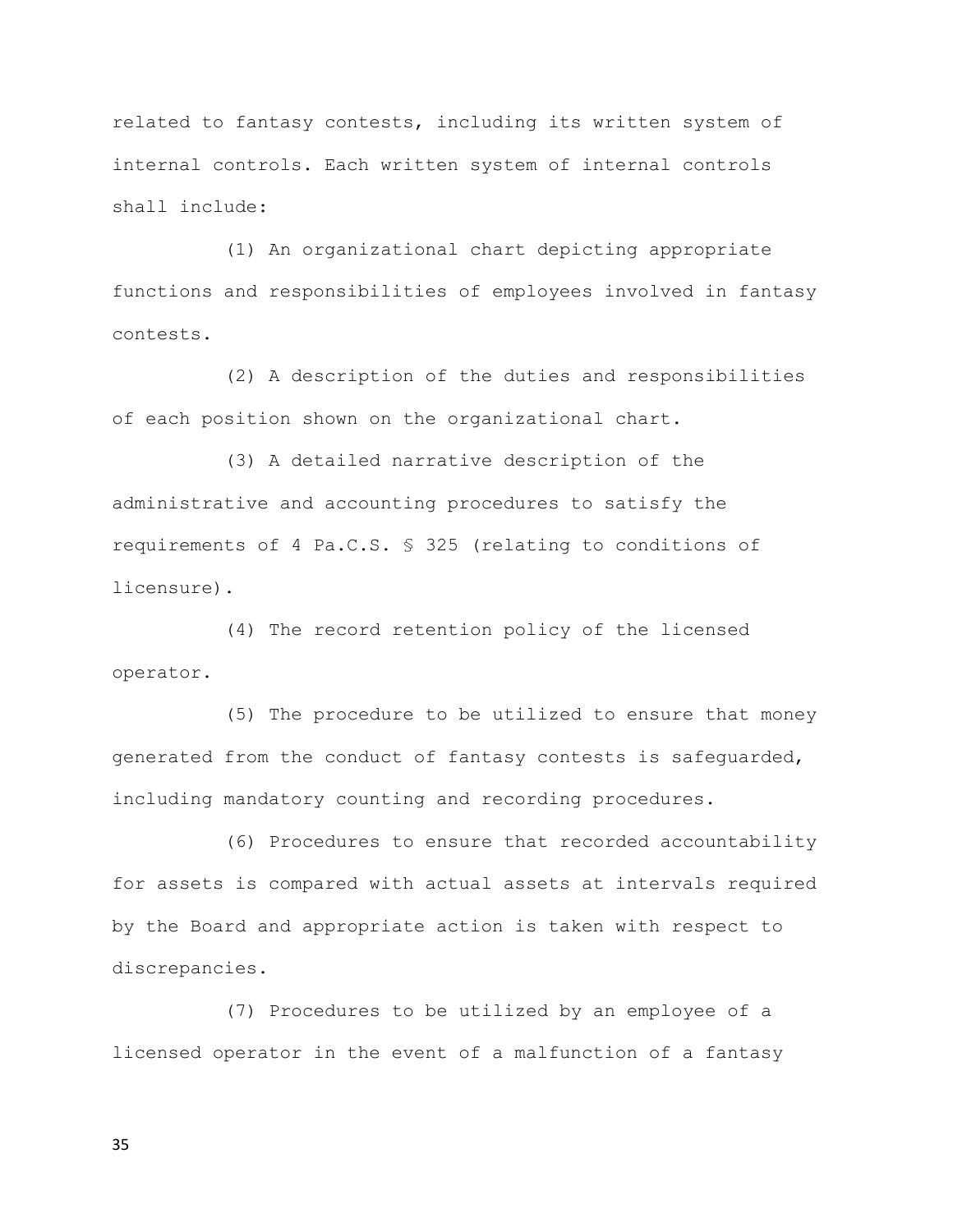related to fantasy contests, including its written system of internal controls. Each written system of internal controls shall include:

(1) An organizational chart depicting appropriate functions and responsibilities of employees involved in fantasy contests.

(2) A description of the duties and responsibilities of each position shown on the organizational chart.

(3) A detailed narrative description of the administrative and accounting procedures to satisfy the requirements of 4 Pa.C.S. § 325 (relating to conditions of licensure).

(4) The record retention policy of the licensed operator.

(5) The procedure to be utilized to ensure that money generated from the conduct of fantasy contests is safeguarded, including mandatory counting and recording procedures.

(6) Procedures to ensure that recorded accountability for assets is compared with actual assets at intervals required by the Board and appropriate action is taken with respect to discrepancies.

(7) Procedures to be utilized by an employee of a licensed operator in the event of a malfunction of a fantasy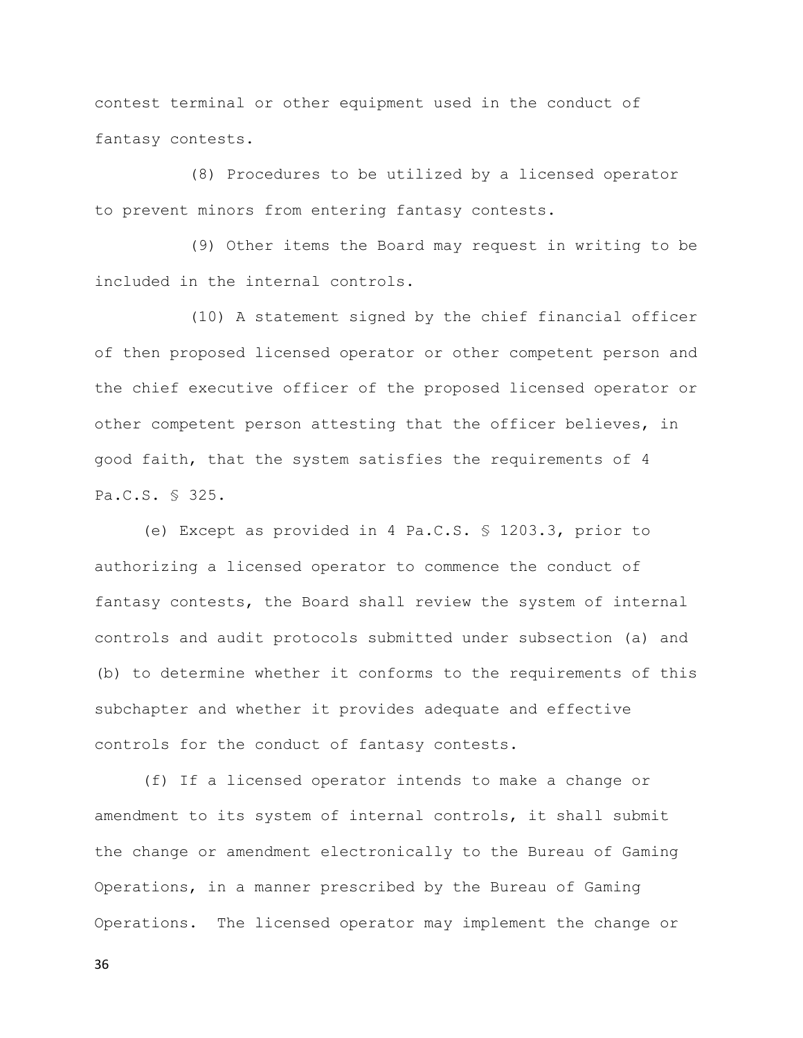contest terminal or other equipment used in the conduct of fantasy contests.

(8) Procedures to be utilized by a licensed operator to prevent minors from entering fantasy contests.

(9) Other items the Board may request in writing to be included in the internal controls.

(10) A statement signed by the chief financial officer of then proposed licensed operator or other competent person and the chief executive officer of the proposed licensed operator or other competent person attesting that the officer believes, in good faith, that the system satisfies the requirements of 4 Pa.C.S. § 325.

(e) Except as provided in 4 Pa.C.S. § 1203.3, prior to authorizing a licensed operator to commence the conduct of fantasy contests, the Board shall review the system of internal controls and audit protocols submitted under subsection (a) and (b) to determine whether it conforms to the requirements of this subchapter and whether it provides adequate and effective controls for the conduct of fantasy contests.

(f) If a licensed operator intends to make a change or amendment to its system of internal controls, it shall submit the change or amendment electronically to the Bureau of Gaming Operations, in a manner prescribed by the Bureau of Gaming Operations. The licensed operator may implement the change or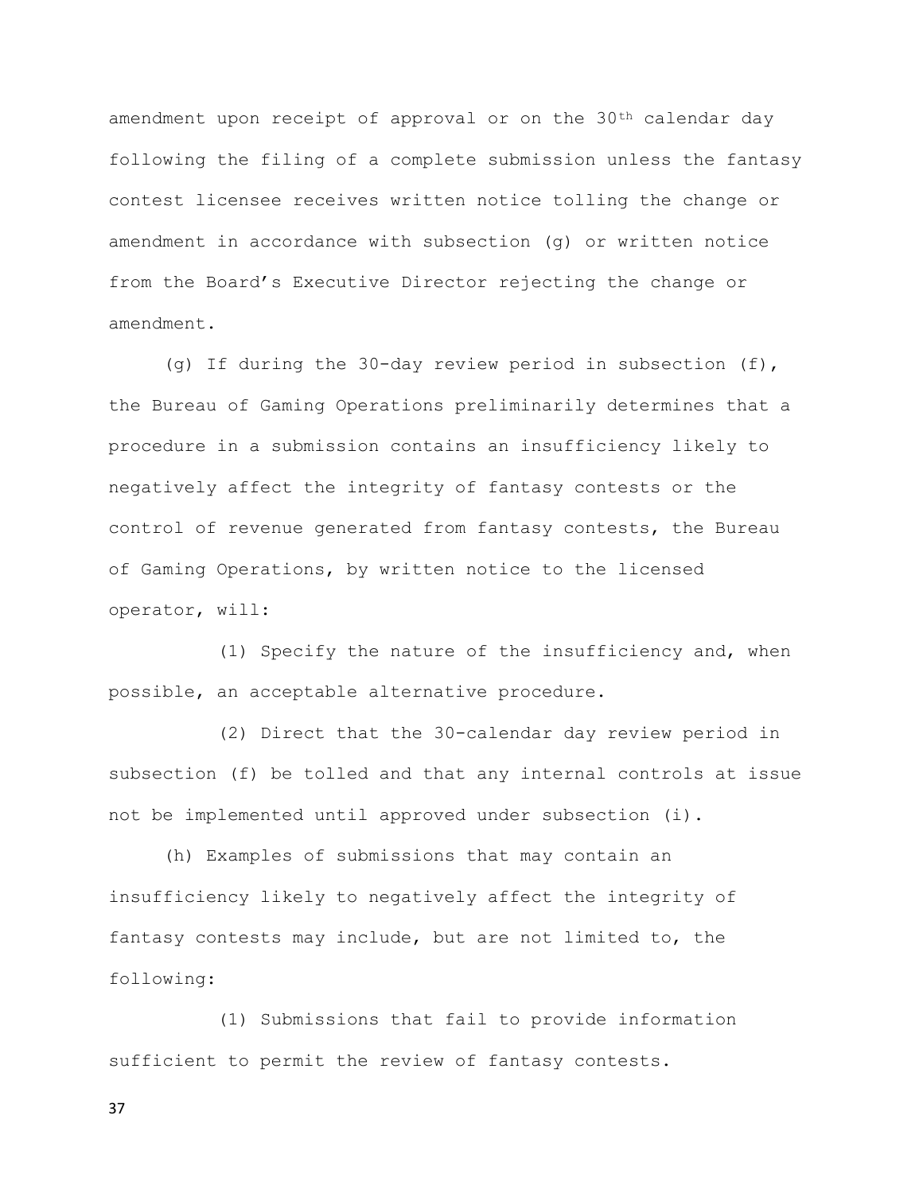amendment upon receipt of approval or on the 30th calendar day following the filing of a complete submission unless the fantasy contest licensee receives written notice tolling the change or amendment in accordance with subsection (g) or written notice from the Board's Executive Director rejecting the change or amendment.

(g) If during the 30-day review period in subsection (f), the Bureau of Gaming Operations preliminarily determines that a procedure in a submission contains an insufficiency likely to negatively affect the integrity of fantasy contests or the control of revenue generated from fantasy contests, the Bureau of Gaming Operations, by written notice to the licensed operator, will:

(1) Specify the nature of the insufficiency and, when possible, an acceptable alternative procedure.

(2) Direct that the 30-calendar day review period in subsection (f) be tolled and that any internal controls at issue not be implemented until approved under subsection (i).

(h) Examples of submissions that may contain an insufficiency likely to negatively affect the integrity of fantasy contests may include, but are not limited to, the following:

(1) Submissions that fail to provide information sufficient to permit the review of fantasy contests.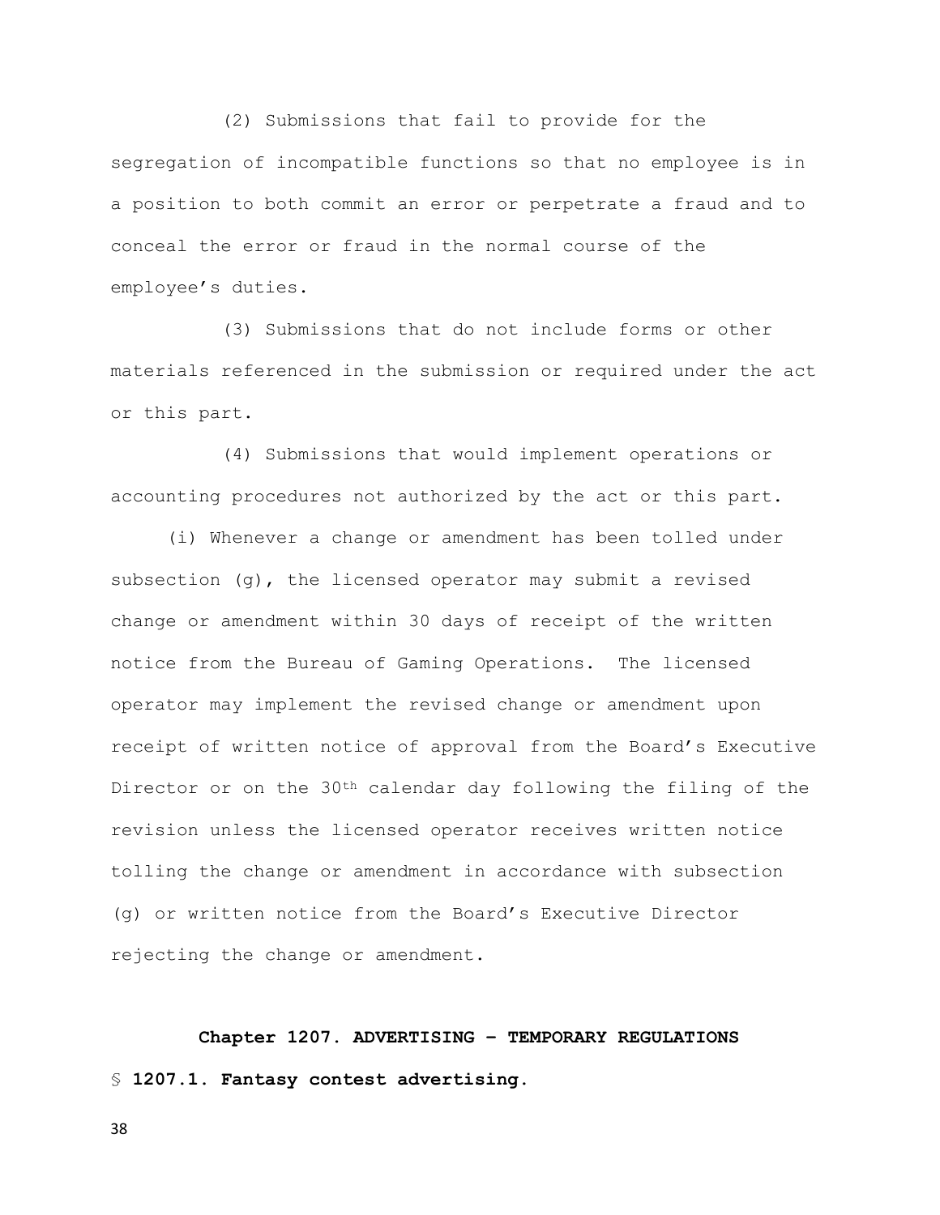(2) Submissions that fail to provide for the segregation of incompatible functions so that no employee is in a position to both commit an error or perpetrate a fraud and to conceal the error or fraud in the normal course of the employee's duties.

(3) Submissions that do not include forms or other materials referenced in the submission or required under the act or this part.

(4) Submissions that would implement operations or accounting procedures not authorized by the act or this part.

(i) Whenever a change or amendment has been tolled under subsection (g), the licensed operator may submit a revised change or amendment within 30 days of receipt of the written notice from the Bureau of Gaming Operations. The licensed operator may implement the revised change or amendment upon receipt of written notice of approval from the Board's Executive Director or on the 30th calendar day following the filing of the revision unless the licensed operator receives written notice tolling the change or amendment in accordance with subsection (g) or written notice from the Board's Executive Director rejecting the change or amendment.

## Chapter 1207. ADVERTISING – TEMPORARY REGULATIONS

### § 1207.1. Fantasy contest advertising.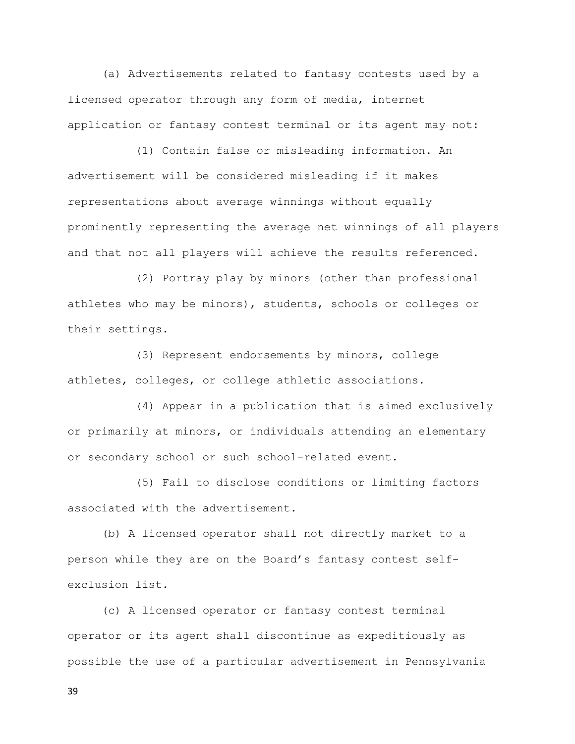(a) Advertisements related to fantasy contests used by a licensed operator through any form of media, internet application or fantasy contest terminal or its agent may not:

(1) Contain false or misleading information. An advertisement will be considered misleading if it makes representations about average winnings without equally prominently representing the average net winnings of all players and that not all players will achieve the results referenced.

(2) Portray play by minors (other than professional athletes who may be minors), students, schools or colleges or their settings.

(3) Represent endorsements by minors, college athletes, colleges, or college athletic associations.

(4) Appear in a publication that is aimed exclusively or primarily at minors, or individuals attending an elementary or secondary school or such school-related event.

(5) Fail to disclose conditions or limiting factors associated with the advertisement.

(b) A licensed operator shall not directly market to a person while they are on the Board's fantasy contest self-exclusion list.

(c) A licensed operator or fantasy contest terminal operator or its agent shall discontinue as expeditiously as possible the use of a particular advertisement in Pennsylvania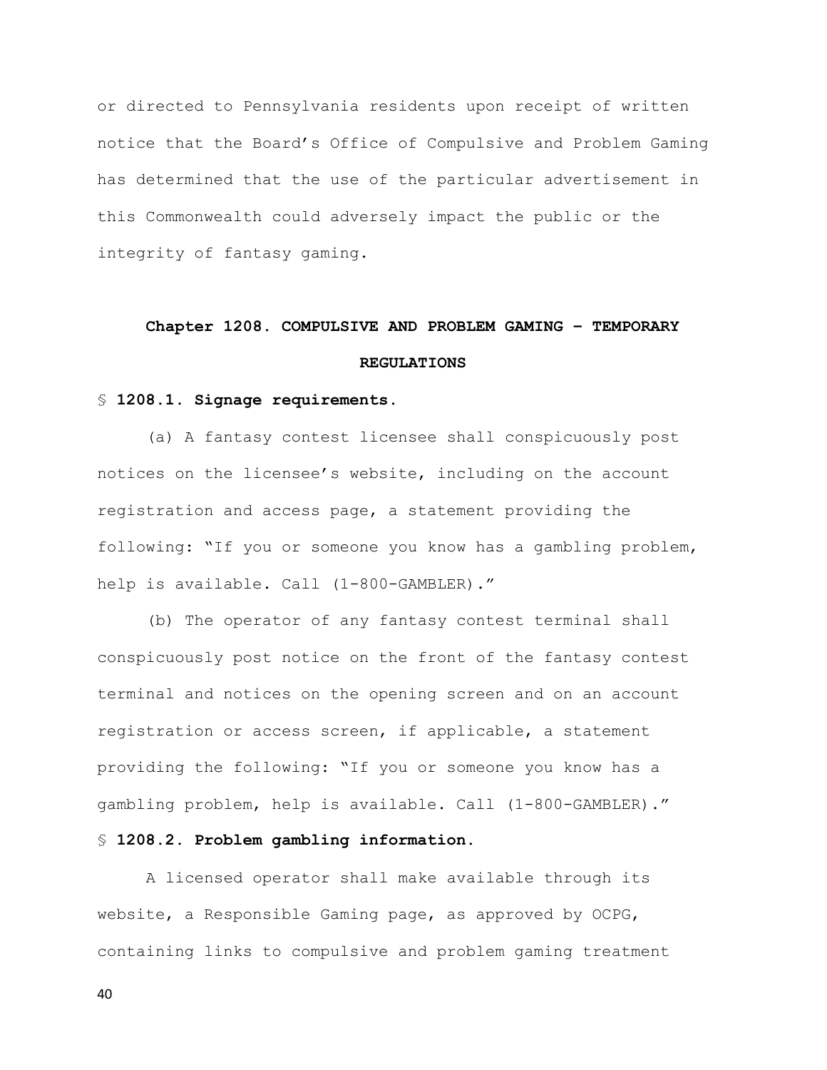or directed to Pennsylvania residents upon receipt of written notice that the Board's Office of Compulsive and Problem Gaming has determined that the use of the particular advertisement in this Commonwealth could adversely impact the public or the integrity of fantasy gaming.

## Chapter 1208. COMPULSIVE AND PROBLEM GAMING – TEMPORARY REGULATIONS

### § 1208.1. Signage requirements.

(a) A fantasy contest licensee shall conspicuously post notices on the licensee's website, including on the account registration and access page, a statement providing the following: "If you or someone you know has a gambling problem, help is available. Call (1-800-GAMBLER)."

(b) The operator of any fantasy contest terminal shall conspicuously post notice on the front of the fantasy contest terminal and notices on the opening screen and on an account registration or access screen, if applicable, a statement providing the following: "If you or someone you know has a gambling problem, help is available. Call (1-800-GAMBLER)."

### § 1208.2. Problem gambling information.

A licensed operator shall make available through its website, a Responsible Gaming page, as approved by OCPG, containing links to compulsive and problem gaming treatment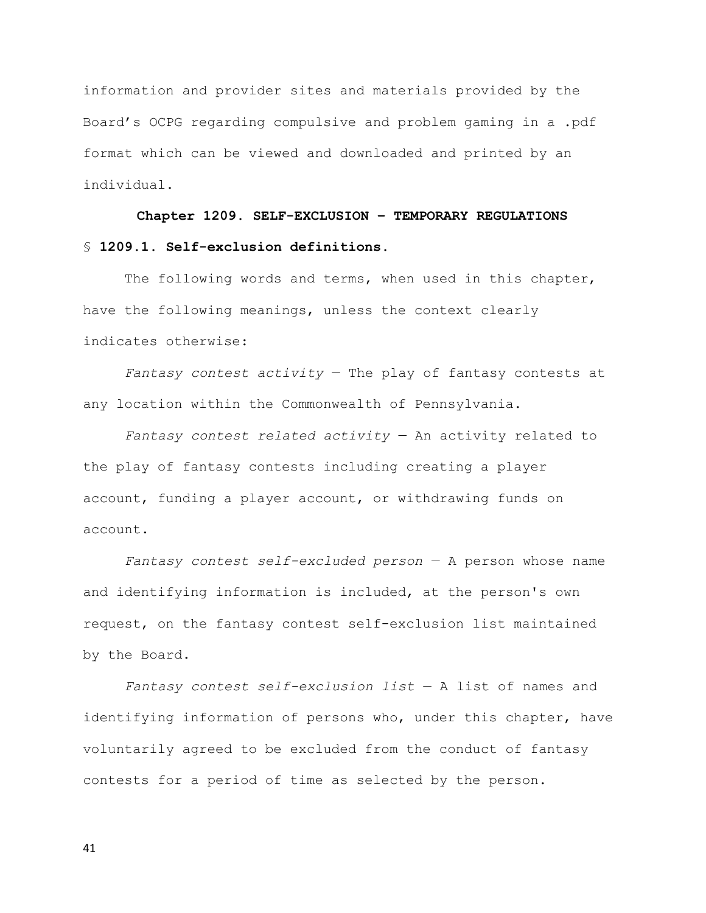information and provider sites and materials provided by the Board's OCPG regarding compulsive and problem gaming in a .pdf format which can be viewed and downloaded and printed by an individual.

## Chapter 1209. SELF-EXCLUSION – TEMPORARY REGULATIONS

### § 1209.1. Self-exclusion definitions.

The following words and terms, when used in this chapter, have the following meanings, unless the context clearly indicates otherwise:

*Fantasy contest activity* — The play of fantasy contests at any location within the Commonwealth of Pennsylvania.

*Fantasy contest related activity* — An activity related to the play of fantasy contests including creating a player account, funding a player account, or withdrawing funds on account.

*Fantasy contest self-excluded person* — A person whose name and identifying information is included, at the person's own request, on the fantasy contest self-exclusion list maintained by the Board.

*Fantasy contest self-exclusion list* — A list of names and identifying information of persons who, under this chapter, have voluntarily agreed to be excluded from the conduct of fantasy contests for a period of time as selected by the person.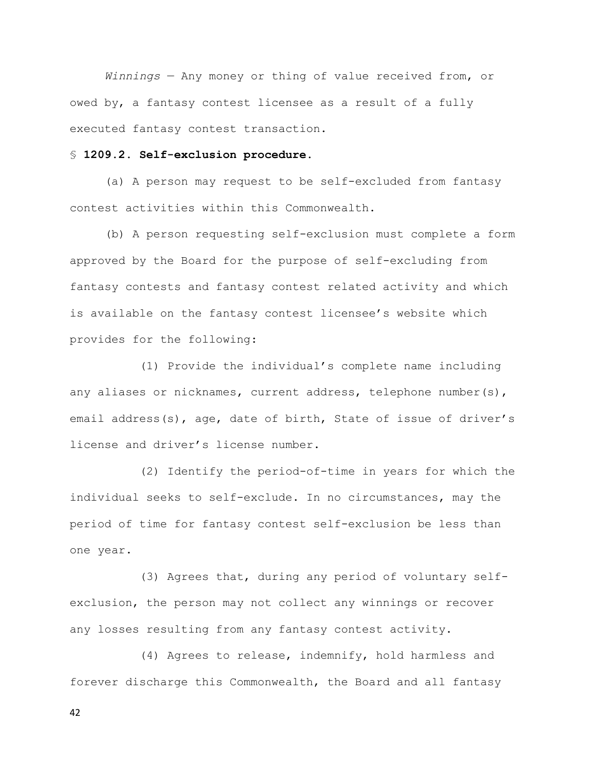*Winnings* — Any money or thing of value received from, or owed by, a fantasy contest licensee as a result of a fully executed fantasy contest transaction.

§ **1209.2. Self-exclusion procedure.**

(a) A person may request to be self-excluded from fantasy contest activities within this Commonwealth.

(b) A person requesting self-exclusion must complete a form approved by the Board for the purpose of self-excluding from fantasy contests and fantasy contest related activity and which is available on the fantasy contest licensee's website which provides for the following:

(1) Provide the individual's complete name including any aliases or nicknames, current address, telephone number(s), email address(s), age, date of birth, State of issue of driver's license and driver's license number.

(2) Identify the period-of-time in years for which the individual seeks to self-exclude. In no circumstances, may the period of time for fantasy contest self-exclusion be less than one year.

(3) Agrees that, during any period of voluntary self-exclusion, the person may not collect any winnings or recover any losses resulting from any fantasy contest activity.

(4) Agrees to release, indemnify, hold harmless and forever discharge this Commonwealth, the Board and all fantasy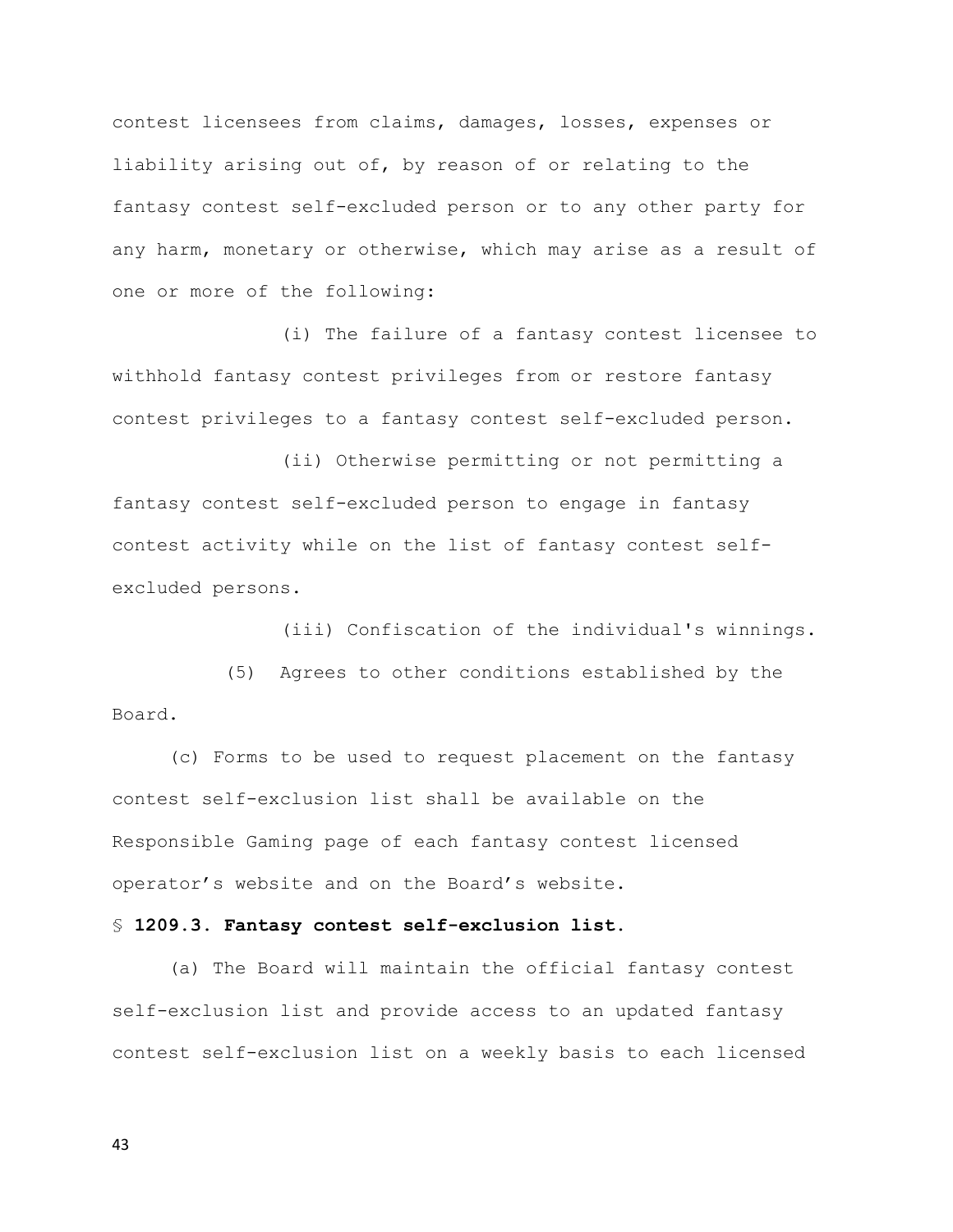contest licensees from claims, damages, losses, expenses or liability arising out of, by reason of or relating to the fantasy contest self-excluded person or to any other party for any harm, monetary or otherwise, which may arise as a result of one or more of the following:

(i) The failure of a fantasy contest licensee to withhold fantasy contest privileges from or restore fantasy contest privileges to a fantasy contest self-excluded person.

(ii) Otherwise permitting or not permitting a fantasy contest self-excluded person to engage in fantasy contest activity while on the list of fantasy contest self-excluded persons.

(iii) Confiscation of the individual's winnings.

(5) Agrees to other conditions established by the Board.

(c) Forms to be used to request placement on the fantasy contest self-exclusion list shall be available on the Responsible Gaming page of each fantasy contest licensed operator's website and on the Board's website.

§ **1209.3. Fantasy contest self-exclusion list.**

(a) The Board will maintain the official fantasy contest self-exclusion list and provide access to an updated fantasy contest self-exclusion list on a weekly basis to each licensed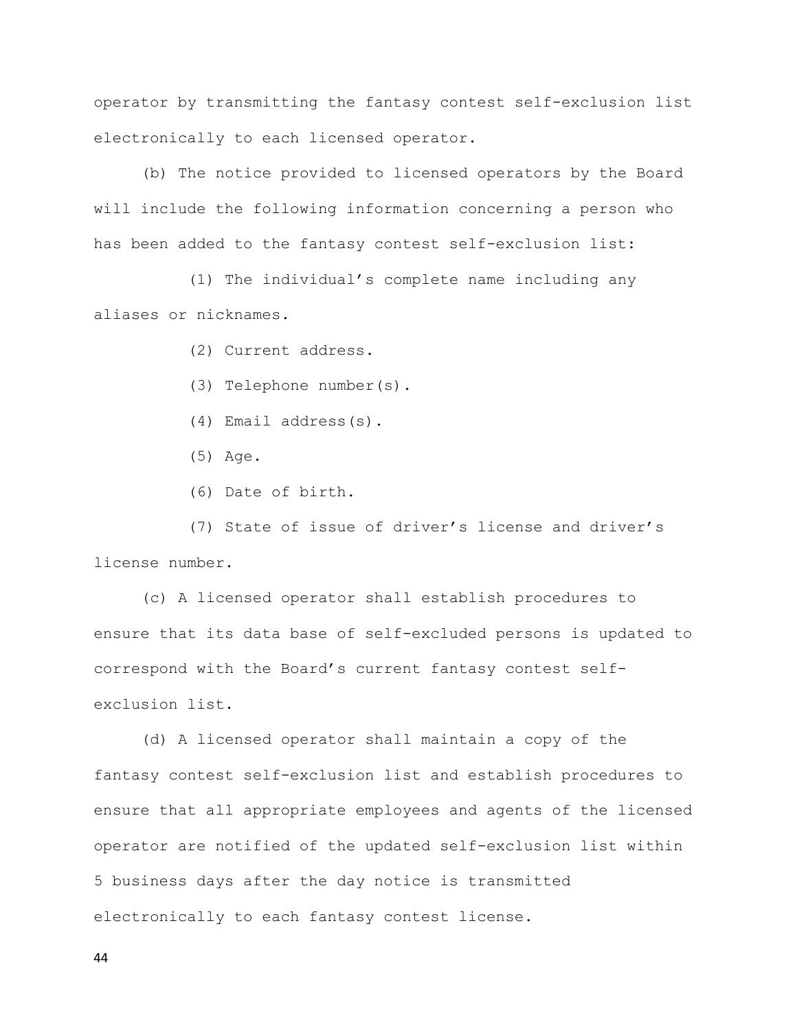operator by transmitting the fantasy contest self-exclusion list electronically to each licensed operator.

(b) The notice provided to licensed operators by the Board will include the following information concerning a person who has been added to the fantasy contest self-exclusion list:

(1) The individual's complete name including any aliases or nicknames.

(2) Current address.

(3) Telephone number(s).

(4) Email address(s).

(5) Age.

(6) Date of birth.

(7) State of issue of driver's license and driver's license number.

(c) A licensed operator shall establish procedures to ensure that its data base of self-excluded persons is updated to correspond with the Board's current fantasy contest self-exclusion list.

(d) A licensed operator shall maintain a copy of the fantasy contest self-exclusion list and establish procedures to ensure that all appropriate employees and agents of the licensed operator are notified of the updated self-exclusion list within 5 business days after the day notice is transmitted electronically to each fantasy contest license.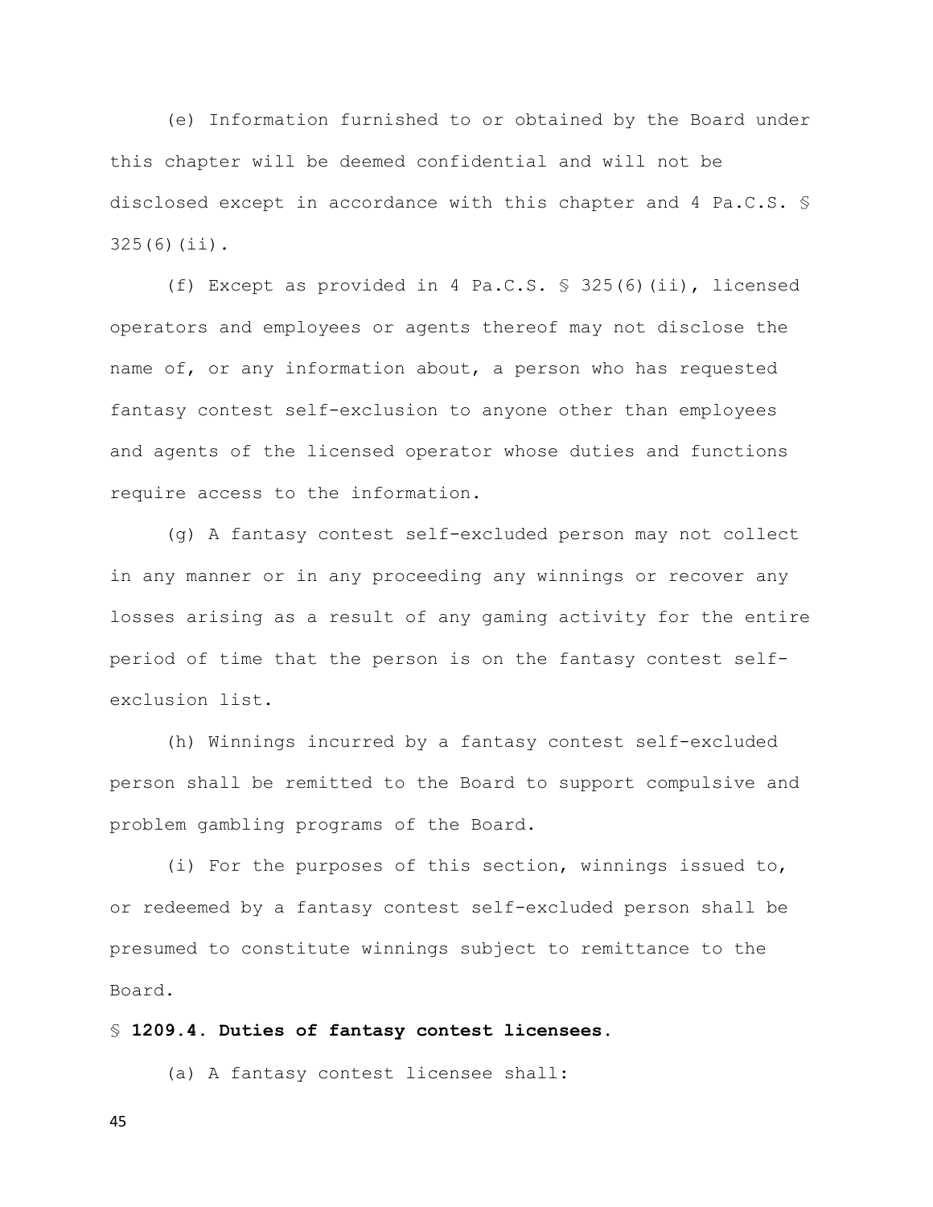(e) Information furnished to or obtained by the Board under this chapter will be deemed confidential and will not be disclosed except in accordance with this chapter and 4 Pa.C.S. § 325(6)(ii).

(f) Except as provided in 4 Pa.C.S. § 325(6)(ii), licensed operators and employees or agents thereof may not disclose the name of, or any information about, a person who has requested fantasy contest self-exclusion to anyone other than employees and agents of the licensed operator whose duties and functions require access to the information.

(g) A fantasy contest self-excluded person may not collect in any manner or in any proceeding any winnings or recover any losses arising as a result of any gaming activity for the entire period of time that the person is on the fantasy contest self-exclusion list.

(h) Winnings incurred by a fantasy contest self-excluded person shall be remitted to the Board to support compulsive and problem gambling programs of the Board.

(i) For the purposes of this section, winnings issued to, or redeemed by a fantasy contest self-excluded person shall be presumed to constitute winnings subject to remittance to the Board.

§ **1209.4. Duties of fantasy contest licensees.**

(a) A fantasy contest licensee shall: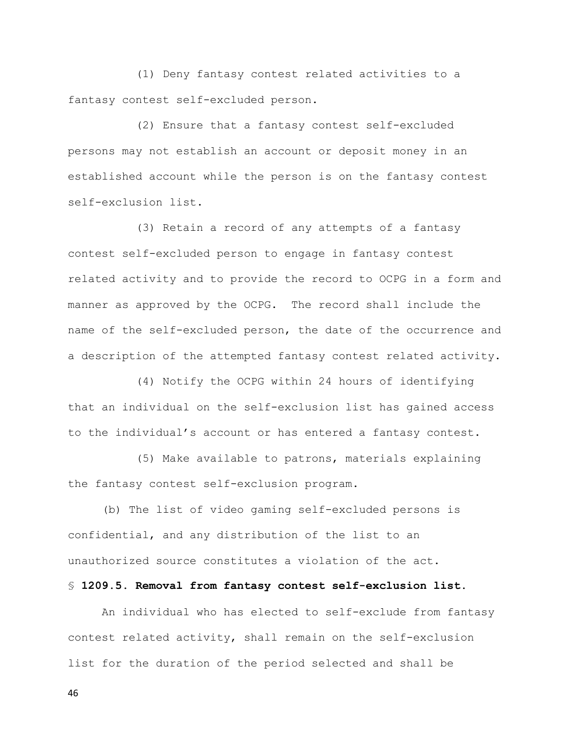(1) Deny fantasy contest related activities to a fantasy contest self-excluded person.

(2) Ensure that a fantasy contest self-excluded persons may not establish an account or deposit money in an established account while the person is on the fantasy contest self-exclusion list.

(3) Retain a record of any attempts of a fantasy contest self-excluded person to engage in fantasy contest related activity and to provide the record to OCPG in a form and manner as approved by the OCPG. The record shall include the name of the self-excluded person, the date of the occurrence and a description of the attempted fantasy contest related activity.

(4) Notify the OCPG within 24 hours of identifying that an individual on the self-exclusion list has gained access to the individual's account or has entered a fantasy contest.

(5) Make available to patrons, materials explaining the fantasy contest self-exclusion program.

(b) The list of video gaming self-excluded persons is confidential, and any distribution of the list to an unauthorized source constitutes a violation of the act.

**§ 1209.5. Removal from fantasy contest self-exclusion list.**

An individual who has elected to self-exclude from fantasy contest related activity, shall remain on the self-exclusion list for the duration of the period selected and shall be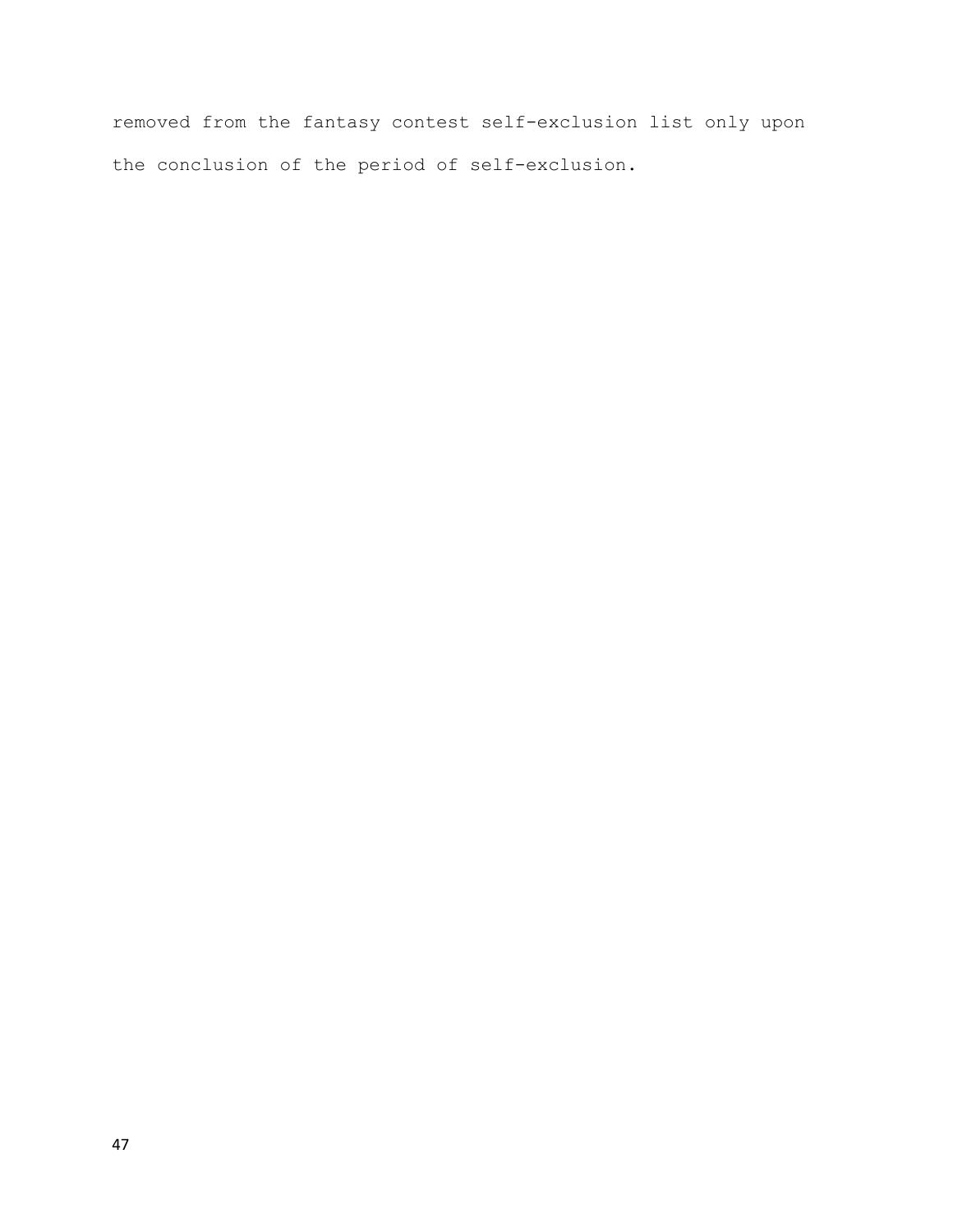removed from the fantasy contest self-exclusion list only upon the conclusion of the period of self-exclusion.